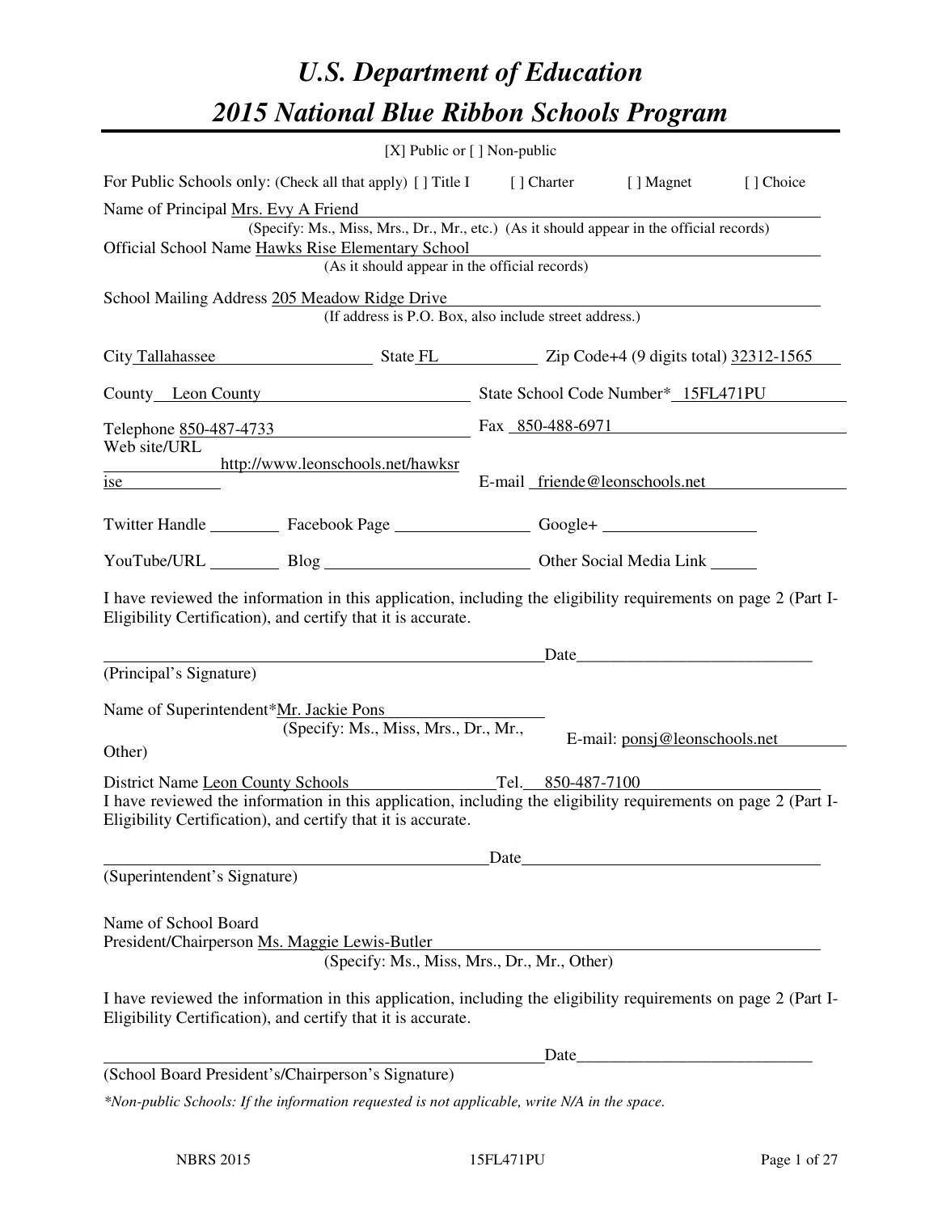# U.S. Department of Education

# 2015 National Blue Ribbon Schools Program

[X] Public or [ ] Non-public

For Public Schools only: (Check all that apply) [ ] Title I [ ] Charter [ ] Magnet [ ] Choice

Name of Principal Mrs. Evy A Friend
(Specify: Ms., Miss, Mrs., Dr., Mr., etc.) (As it should appear in the official records)

Official School Name Hawks Rise Elementary School
(As it should appear in the official records)

School Mailing Address 205 Meadow Ridge Drive
(If address is P.O. Box, also include street address.)

City Tallahassee State FL Zip Code+4 (9 digits total) 32312-1565

County Leon County State School Code Number* 15FL471PU

Telephone 850-487-4733 Fax 850-488-6971

Web site/URL http://www.leonschools.net/hawksrise E-mail friende@leonschools.net

Twitter Handle ________ Facebook Page ________ Google+ ________

YouTube/URL ________ Blog ________ Other Social Media Link ________

I have reviewed the information in this application, including the eligibility requirements on page 2 (Part I-Eligibility Certification), and certify that it is accurate.

_______________________________ Date________________
(Principal's Signature)

Name of Superintendent*Mr. Jackie Pons
(Specify: Ms., Miss, Mrs., Dr., Mr., Other) E-mail: ponsj@leonschools.net

District Name Leon County Schools Tel. 850-487-7100

I have reviewed the information in this application, including the eligibility requirements on page 2 (Part I-Eligibility Certification), and certify that it is accurate.

_______________________________ Date________________
(Superintendent's Signature)

Name of School Board
President/Chairperson Ms. Maggie Lewis-Butler
(Specify: Ms., Miss, Mrs., Dr., Mr., Other)

I have reviewed the information in this application, including the eligibility requirements on page 2 (Part I-Eligibility Certification), and certify that it is accurate.

_______________________________ Date________________
(School Board President's/Chairperson's Signature)

*\*Non-public Schools: If the information requested is not applicable, write N/A in the space.*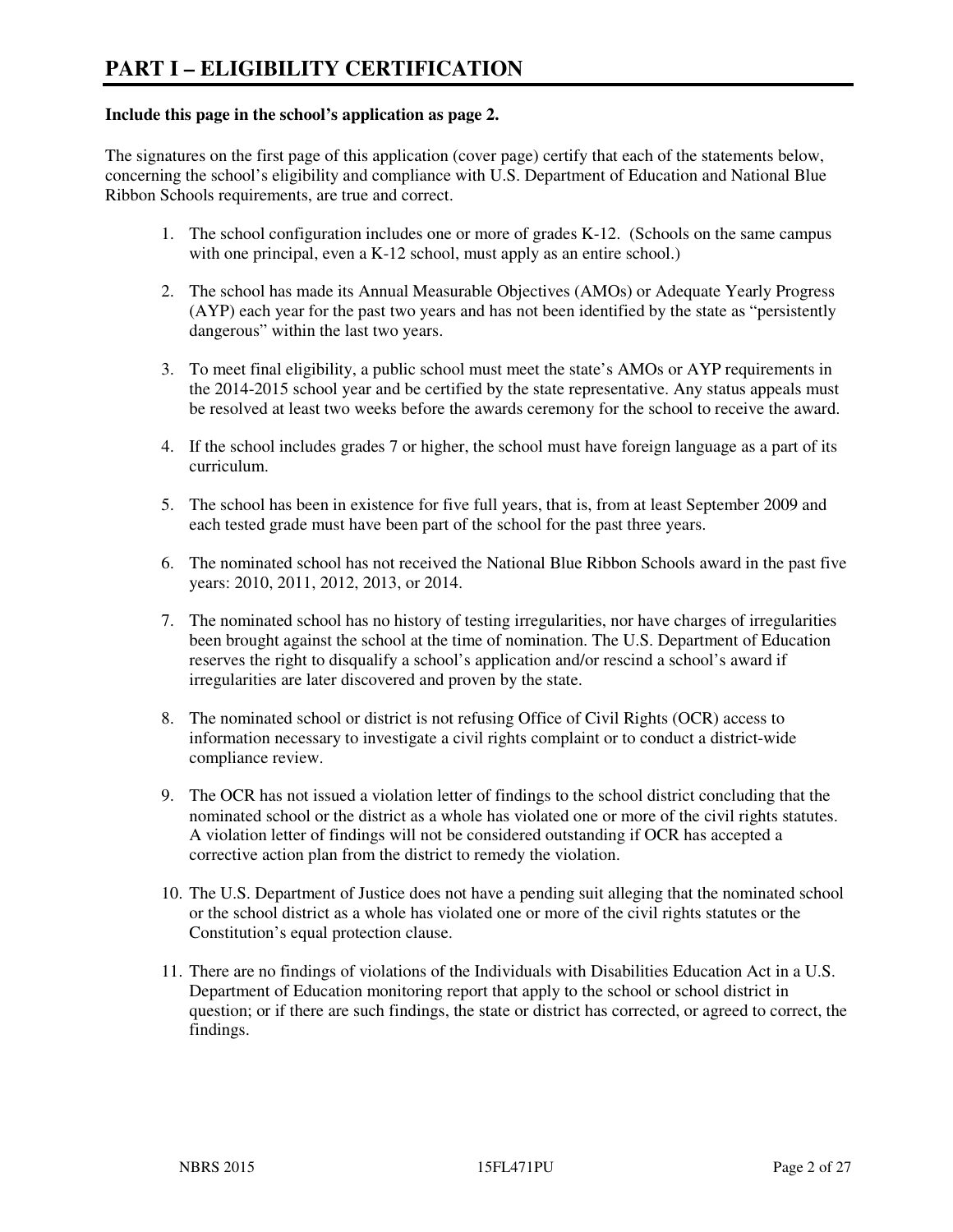# PART I – ELIGIBILITY CERTIFICATION

**Include this page in the school's application as page 2.**

The signatures on the first page of this application (cover page) certify that each of the statements below, concerning the school's eligibility and compliance with U.S. Department of Education and National Blue Ribbon Schools requirements, are true and correct.

1. The school configuration includes one or more of grades K-12. (Schools on the same campus with one principal, even a K-12 school, must apply as an entire school.)
2. The school has made its Annual Measurable Objectives (AMOs) or Adequate Yearly Progress (AYP) each year for the past two years and has not been identified by the state as "persistently dangerous" within the last two years.
3. To meet final eligibility, a public school must meet the state's AMOs or AYP requirements in the 2014-2015 school year and be certified by the state representative. Any status appeals must be resolved at least two weeks before the awards ceremony for the school to receive the award.
4. If the school includes grades 7 or higher, the school must have foreign language as a part of its curriculum.
5. The school has been in existence for five full years, that is, from at least September 2009 and each tested grade must have been part of the school for the past three years.
6. The nominated school has not received the National Blue Ribbon Schools award in the past five years: 2010, 2011, 2012, 2013, or 2014.
7. The nominated school has no history of testing irregularities, nor have charges of irregularities been brought against the school at the time of nomination. The U.S. Department of Education reserves the right to disqualify a school's application and/or rescind a school's award if irregularities are later discovered and proven by the state.
8. The nominated school or district is not refusing Office of Civil Rights (OCR) access to information necessary to investigate a civil rights complaint or to conduct a district-wide compliance review.
9. The OCR has not issued a violation letter of findings to the school district concluding that the nominated school or the district as a whole has violated one or more of the civil rights statutes. A violation letter of findings will not be considered outstanding if OCR has accepted a corrective action plan from the district to remedy the violation.
10. The U.S. Department of Justice does not have a pending suit alleging that the nominated school or the school district as a whole has violated one or more of the civil rights statutes or the Constitution's equal protection clause.
11. There are no findings of violations of the Individuals with Disabilities Education Act in a U.S. Department of Education monitoring report that apply to the school or school district in question; or if there are such findings, the state or district has corrected, or agreed to correct, the findings.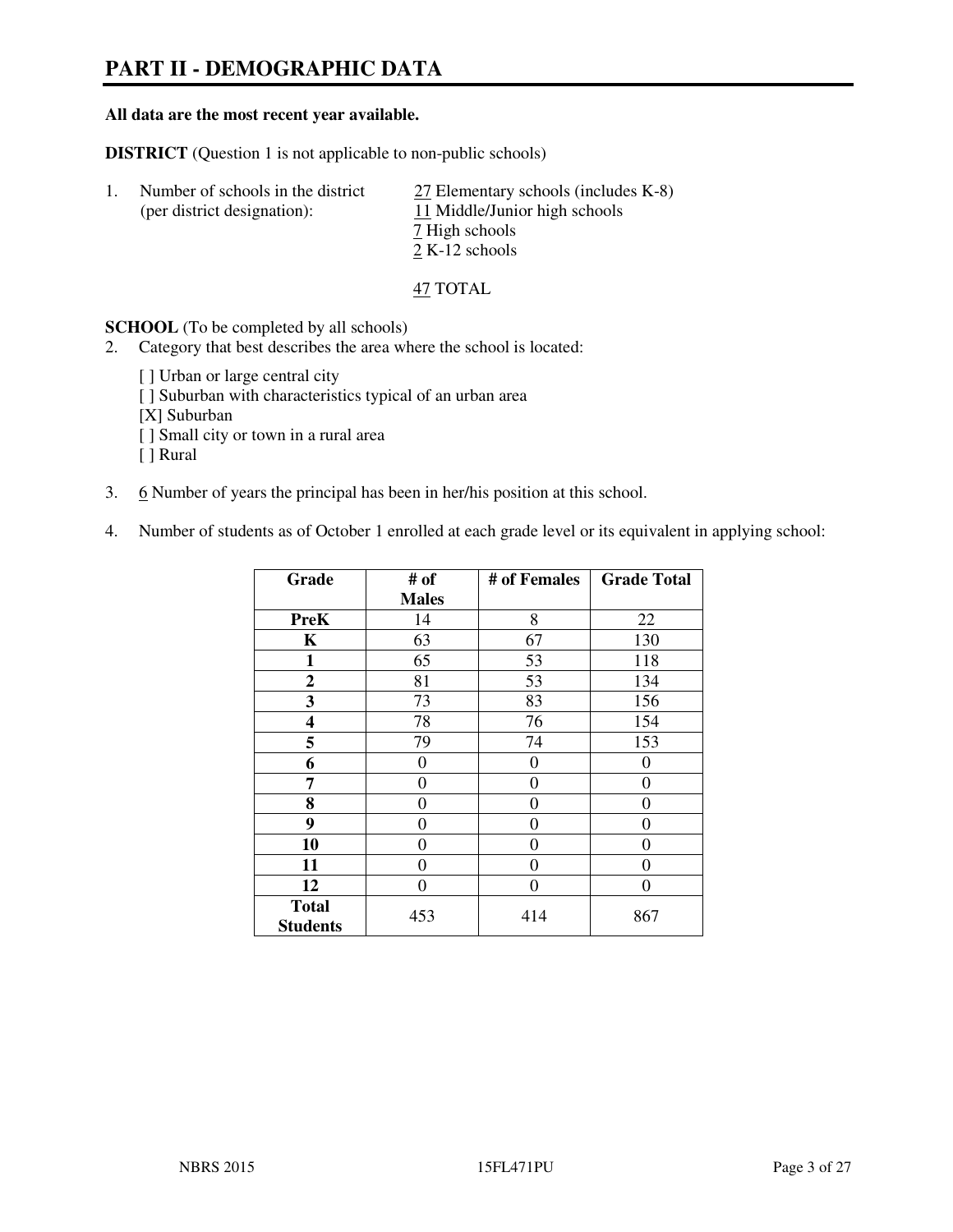# PART II - DEMOGRAPHIC DATA

**All data are the most recent year available.**

**DISTRICT** (Question 1 is not applicable to non-public schools)

1. Number of schools in the district (per district designation):
   27 Elementary schools (includes K-8)
   11 Middle/Junior high schools
   7 High schools
   2 K-12 schools

   47 TOTAL

**SCHOOL** (To be completed by all schools)

2. Category that best describes the area where the school is located:

   [ ] Urban or large central city
   [ ] Suburban with characteristics typical of an urban area
   [X] Suburban
   [ ] Small city or town in a rural area
   [ ] Rural

3. 6 Number of years the principal has been in her/his position at this school.

4. Number of students as of October 1 enrolled at each grade level or its equivalent in applying school:

| Grade | # of Males | # of Females | Grade Total |
|---|---|---|---|
| **PreK** | 14 | 8 | 22 |
| **K** | 63 | 67 | 130 |
| **1** | 65 | 53 | 118 |
| **2** | 81 | 53 | 134 |
| **3** | 73 | 83 | 156 |
| **4** | 78 | 76 | 154 |
| **5** | 79 | 74 | 153 |
| **6** | 0 | 0 | 0 |
| **7** | 0 | 0 | 0 |
| **8** | 0 | 0 | 0 |
| **9** | 0 | 0 | 0 |
| **10** | 0 | 0 | 0 |
| **11** | 0 | 0 | 0 |
| **12** | 0 | 0 | 0 |
| **Total Students** | 453 | 414 | 867 |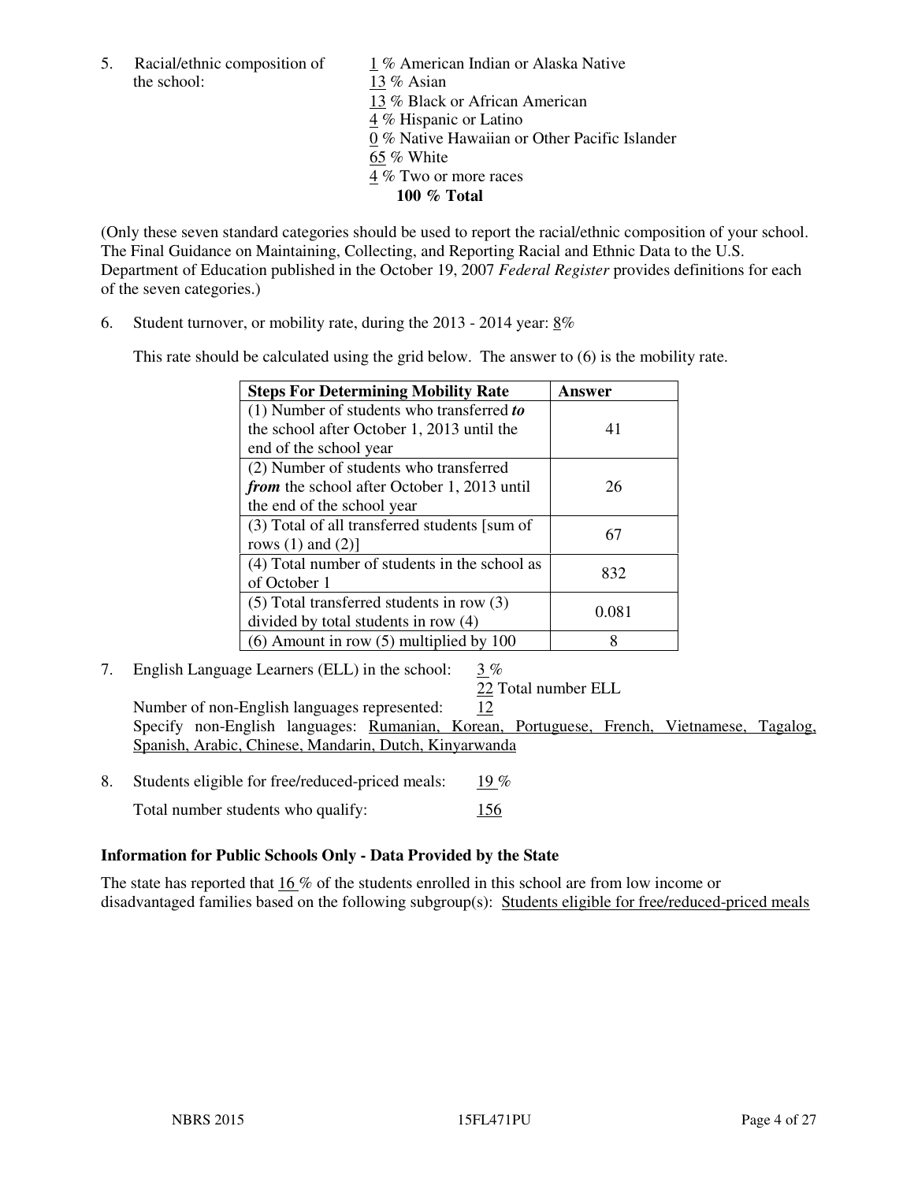5. Racial/ethnic composition of the school:

1 % American Indian or Alaska Native
13 % Asian
13 % Black or African American
4 % Hispanic or Latino
0 % Native Hawaiian or Other Pacific Islander
65 % White
4 % Two or more races
**100 % Total**

(Only these seven standard categories should be used to report the racial/ethnic composition of your school. The Final Guidance on Maintaining, Collecting, and Reporting Racial and Ethnic Data to the U.S. Department of Education published in the October 19, 2007 *Federal Register* provides definitions for each of the seven categories.)

6. Student turnover, or mobility rate, during the 2013 - 2014 year: 8%

This rate should be calculated using the grid below. The answer to (6) is the mobility rate.

| Steps For Determining Mobility Rate | Answer |
|---|---|
| (1) Number of students who transferred ***to*** the school after October 1, 2013 until the end of the school year | 41 |
| (2) Number of students who transferred ***from*** the school after October 1, 2013 until the end of the school year | 26 |
| (3) Total of all transferred students [sum of rows (1) and (2)] | 67 |
| (4) Total number of students in the school as of October 1 | 832 |
| (5) Total transferred students in row (3) divided by total students in row (4) | 0.081 |
| (6) Amount in row (5) multiplied by 100 | 8 |

7. English Language Learners (ELL) in the school: 3 %

22 Total number ELL

Number of non-English languages represented: 12

Specify non-English languages: Rumanian, Korean, Portuguese, French, Vietnamese, Tagalog, Spanish, Arabic, Chinese, Mandarin, Dutch, Kinyarwanda

8. Students eligible for free/reduced-priced meals: 19 %

Total number students who qualify: 156

**Information for Public Schools Only - Data Provided by the State**

The state has reported that 16 % of the students enrolled in this school are from low income or disadvantaged families based on the following subgroup(s): Students eligible for free/reduced-priced meals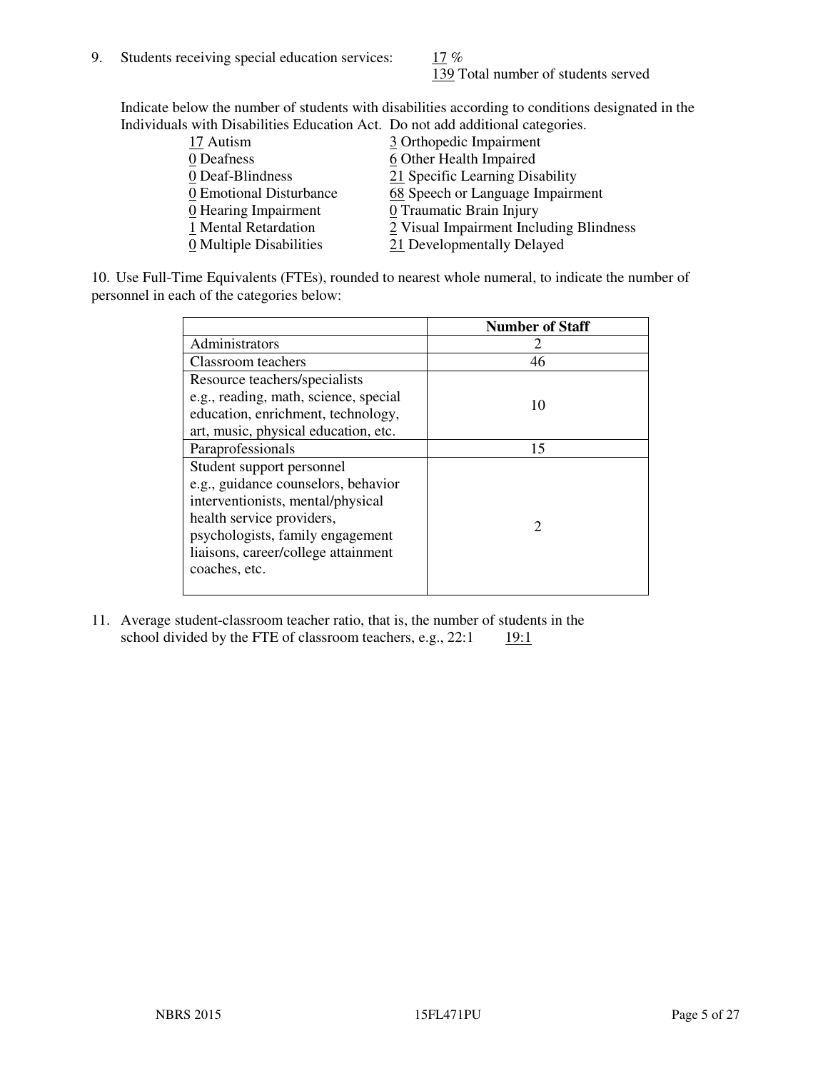9. Students receiving special education services: 17 %
   139 Total number of students served

Indicate below the number of students with disabilities according to conditions designated in the Individuals with Disabilities Education Act. Do not add additional categories.

17 Autism
0 Deafness
0 Deaf-Blindness
0 Emotional Disturbance
0 Hearing Impairment
1 Mental Retardation
0 Multiple Disabilities
3 Orthopedic Impairment
6 Other Health Impaired
21 Specific Learning Disability
68 Speech or Language Impairment
0 Traumatic Brain Injury
2 Visual Impairment Including Blindness
21 Developmentally Delayed

10. Use Full-Time Equivalents (FTEs), rounded to nearest whole numeral, to indicate the number of personnel in each of the categories below:

| | Number of Staff |
|---|---|
| Administrators | 2 |
| Classroom teachers | 46 |
| Resource teachers/specialists e.g., reading, math, science, special education, enrichment, technology, art, music, physical education, etc. | 10 |
| Paraprofessionals | 15 |
| Student support personnel e.g., guidance counselors, behavior interventionists, mental/physical health service providers, psychologists, family engagement liaisons, career/college attainment coaches, etc. | 2 |

11. Average student-classroom teacher ratio, that is, the number of students in the school divided by the FTE of classroom teachers, e.g., 22:1 19:1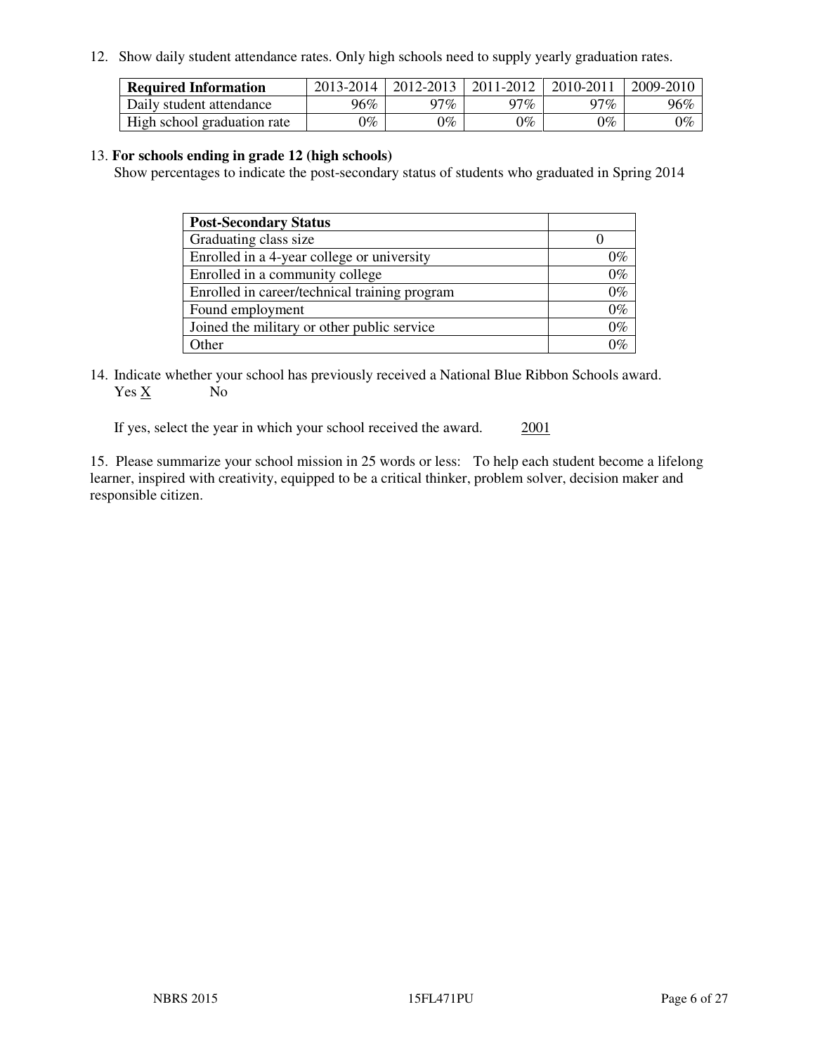12. Show daily student attendance rates. Only high schools need to supply yearly graduation rates.

| Required Information | 2013-2014 | 2012-2013 | 2011-2012 | 2010-2011 | 2009-2010 |
| --- | --- | --- | --- | --- | --- |
| Daily student attendance | 96% | 97% | 97% | 97% | 96% |
| High school graduation rate | 0% | 0% | 0% | 0% | 0% |

13. **For schools ending in grade 12 (high schools)**
Show percentages to indicate the post-secondary status of students who graduated in Spring 2014

| Post-Secondary Status | |
| --- | --- |
| Graduating class size | 0 |
| Enrolled in a 4-year college or university | 0% |
| Enrolled in a community college | 0% |
| Enrolled in career/technical training program | 0% |
| Found employment | 0% |
| Joined the military or other public service | 0% |
| Other | 0% |

14. Indicate whether your school has previously received a National Blue Ribbon Schools award.
Yes X No

If yes, select the year in which your school received the award. 2001

15. Please summarize your school mission in 25 words or less: To help each student become a lifelong learner, inspired with creativity, equipped to be a critical thinker, problem solver, decision maker and responsible citizen.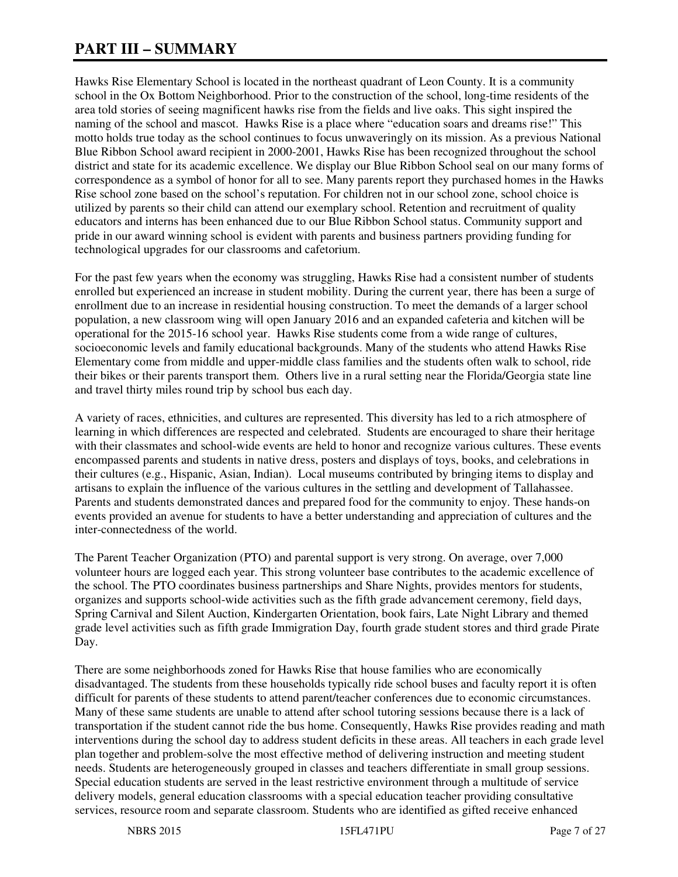# PART III – SUMMARY

Hawks Rise Elementary School is located in the northeast quadrant of Leon County. It is a community school in the Ox Bottom Neighborhood. Prior to the construction of the school, long-time residents of the area told stories of seeing magnificent hawks rise from the fields and live oaks. This sight inspired the naming of the school and mascot. Hawks Rise is a place where "education soars and dreams rise!" This motto holds true today as the school continues to focus unwaveringly on its mission. As a previous National Blue Ribbon School award recipient in 2000-2001, Hawks Rise has been recognized throughout the school district and state for its academic excellence. We display our Blue Ribbon School seal on our many forms of correspondence as a symbol of honor for all to see. Many parents report they purchased homes in the Hawks Rise school zone based on the school's reputation. For children not in our school zone, school choice is utilized by parents so their child can attend our exemplary school. Retention and recruitment of quality educators and interns has been enhanced due to our Blue Ribbon School status. Community support and pride in our award winning school is evident with parents and business partners providing funding for technological upgrades for our classrooms and cafetorium.

For the past few years when the economy was struggling, Hawks Rise had a consistent number of students enrolled but experienced an increase in student mobility. During the current year, there has been a surge of enrollment due to an increase in residential housing construction. To meet the demands of a larger school population, a new classroom wing will open January 2016 and an expanded cafeteria and kitchen will be operational for the 2015-16 school year. Hawks Rise students come from a wide range of cultures, socioeconomic levels and family educational backgrounds. Many of the students who attend Hawks Rise Elementary come from middle and upper-middle class families and the students often walk to school, ride their bikes or their parents transport them. Others live in a rural setting near the Florida/Georgia state line and travel thirty miles round trip by school bus each day.

A variety of races, ethnicities, and cultures are represented. This diversity has led to a rich atmosphere of learning in which differences are respected and celebrated. Students are encouraged to share their heritage with their classmates and school-wide events are held to honor and recognize various cultures. These events encompassed parents and students in native dress, posters and displays of toys, books, and celebrations in their cultures (e.g., Hispanic, Asian, Indian). Local museums contributed by bringing items to display and artisans to explain the influence of the various cultures in the settling and development of Tallahassee. Parents and students demonstrated dances and prepared food for the community to enjoy. These hands-on events provided an avenue for students to have a better understanding and appreciation of cultures and the inter-connectedness of the world.

The Parent Teacher Organization (PTO) and parental support is very strong. On average, over 7,000 volunteer hours are logged each year. This strong volunteer base contributes to the academic excellence of the school. The PTO coordinates business partnerships and Share Nights, provides mentors for students, organizes and supports school-wide activities such as the fifth grade advancement ceremony, field days, Spring Carnival and Silent Auction, Kindergarten Orientation, book fairs, Late Night Library and themed grade level activities such as fifth grade Immigration Day, fourth grade student stores and third grade Pirate Day.

There are some neighborhoods zoned for Hawks Rise that house families who are economically disadvantaged. The students from these households typically ride school buses and faculty report it is often difficult for parents of these students to attend parent/teacher conferences due to economic circumstances. Many of these same students are unable to attend after school tutoring sessions because there is a lack of transportation if the student cannot ride the bus home. Consequently, Hawks Rise provides reading and math interventions during the school day to address student deficits in these areas. All teachers in each grade level plan together and problem-solve the most effective method of delivering instruction and meeting student needs. Students are heterogeneously grouped in classes and teachers differentiate in small group sessions. Special education students are served in the least restrictive environment through a multitude of service delivery models, general education classrooms with a special education teacher providing consultative services, resource room and separate classroom. Students who are identified as gifted receive enhanced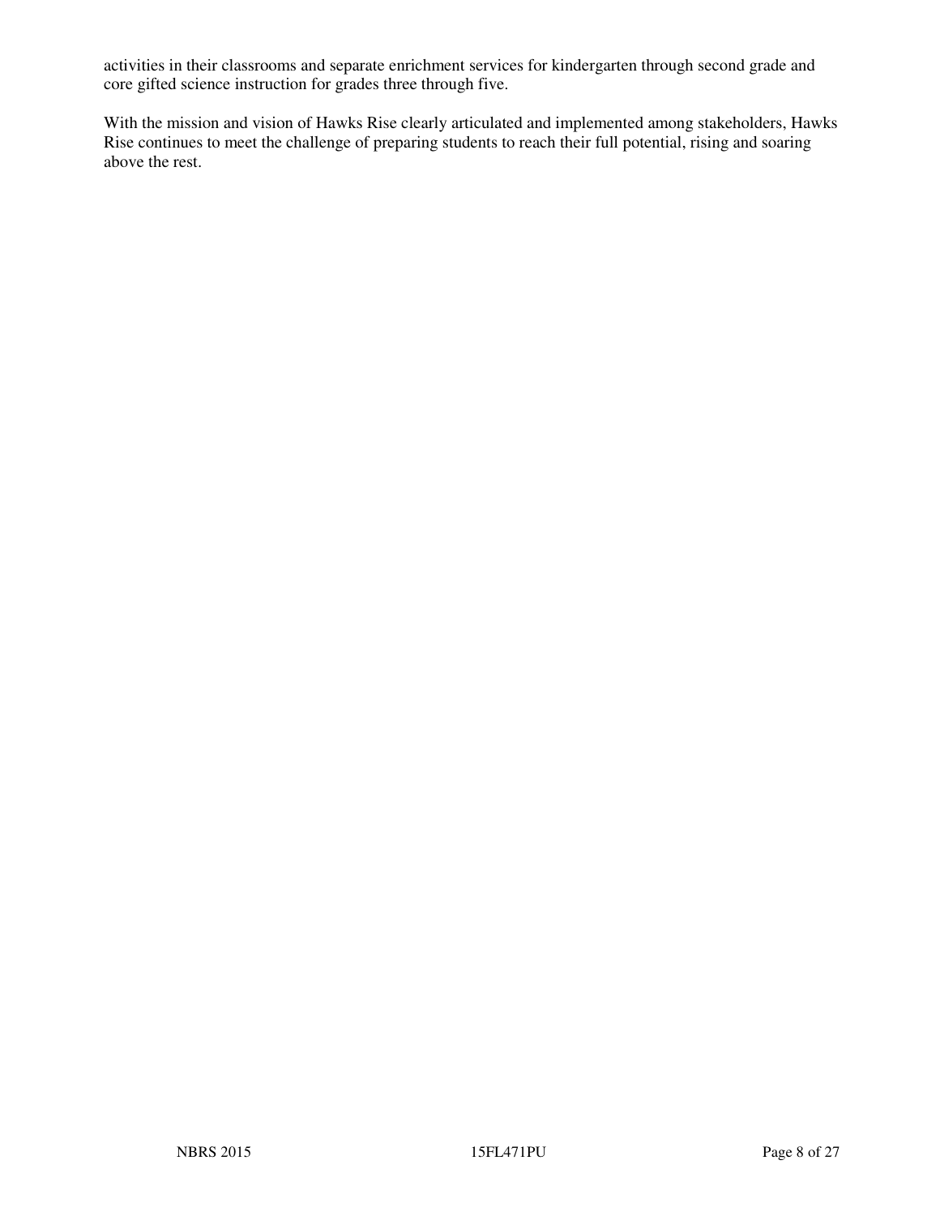activities in their classrooms and separate enrichment services for kindergarten through second grade and core gifted science instruction for grades three through five.

With the mission and vision of Hawks Rise clearly articulated and implemented among stakeholders, Hawks Rise continues to meet the challenge of preparing students to reach their full potential, rising and soaring above the rest.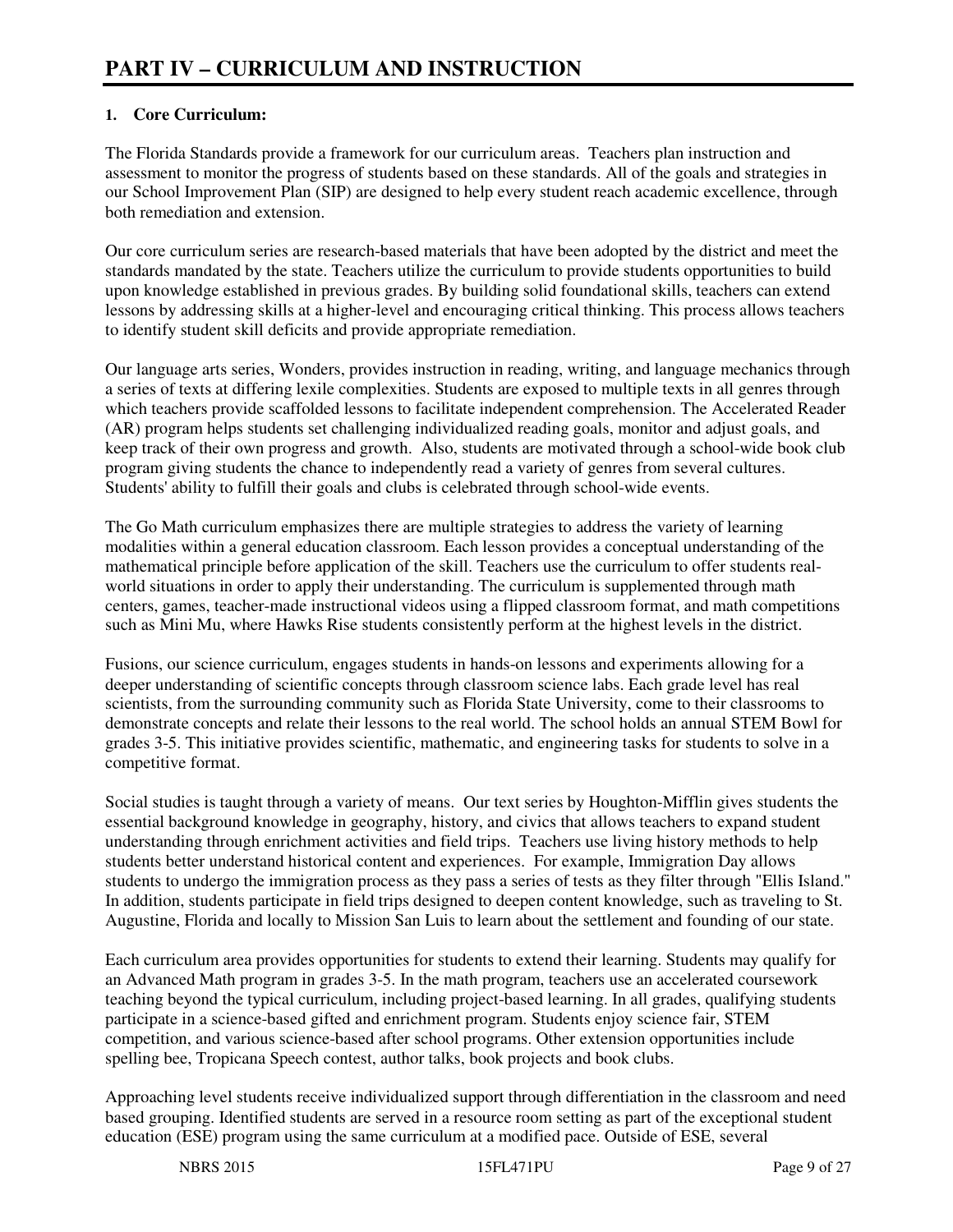# PART IV – CURRICULUM AND INSTRUCTION

**1. Core Curriculum:**

The Florida Standards provide a framework for our curriculum areas. Teachers plan instruction and assessment to monitor the progress of students based on these standards. All of the goals and strategies in our School Improvement Plan (SIP) are designed to help every student reach academic excellence, through both remediation and extension.

Our core curriculum series are research-based materials that have been adopted by the district and meet the standards mandated by the state. Teachers utilize the curriculum to provide students opportunities to build upon knowledge established in previous grades. By building solid foundational skills, teachers can extend lessons by addressing skills at a higher-level and encouraging critical thinking. This process allows teachers to identify student skill deficits and provide appropriate remediation.

Our language arts series, Wonders, provides instruction in reading, writing, and language mechanics through a series of texts at differing lexile complexities. Students are exposed to multiple texts in all genres through which teachers provide scaffolded lessons to facilitate independent comprehension. The Accelerated Reader (AR) program helps students set challenging individualized reading goals, monitor and adjust goals, and keep track of their own progress and growth. Also, students are motivated through a school-wide book club program giving students the chance to independently read a variety of genres from several cultures. Students' ability to fulfill their goals and clubs is celebrated through school-wide events.

The Go Math curriculum emphasizes there are multiple strategies to address the variety of learning modalities within a general education classroom. Each lesson provides a conceptual understanding of the mathematical principle before application of the skill. Teachers use the curriculum to offer students real-world situations in order to apply their understanding. The curriculum is supplemented through math centers, games, teacher-made instructional videos using a flipped classroom format, and math competitions such as Mini Mu, where Hawks Rise students consistently perform at the highest levels in the district.

Fusions, our science curriculum, engages students in hands-on lessons and experiments allowing for a deeper understanding of scientific concepts through classroom science labs. Each grade level has real scientists, from the surrounding community such as Florida State University, come to their classrooms to demonstrate concepts and relate their lessons to the real world. The school holds an annual STEM Bowl for grades 3-5. This initiative provides scientific, mathematic, and engineering tasks for students to solve in a competitive format.

Social studies is taught through a variety of means. Our text series by Houghton-Mifflin gives students the essential background knowledge in geography, history, and civics that allows teachers to expand student understanding through enrichment activities and field trips. Teachers use living history methods to help students better understand historical content and experiences. For example, Immigration Day allows students to undergo the immigration process as they pass a series of tests as they filter through "Ellis Island." In addition, students participate in field trips designed to deepen content knowledge, such as traveling to St. Augustine, Florida and locally to Mission San Luis to learn about the settlement and founding of our state.

Each curriculum area provides opportunities for students to extend their learning. Students may qualify for an Advanced Math program in grades 3-5. In the math program, teachers use an accelerated coursework teaching beyond the typical curriculum, including project-based learning. In all grades, qualifying students participate in a science-based gifted and enrichment program. Students enjoy science fair, STEM competition, and various science-based after school programs. Other extension opportunities include spelling bee, Tropicana Speech contest, author talks, book projects and book clubs.

Approaching level students receive individualized support through differentiation in the classroom and need based grouping. Identified students are served in a resource room setting as part of the exceptional student education (ESE) program using the same curriculum at a modified pace. Outside of ESE, several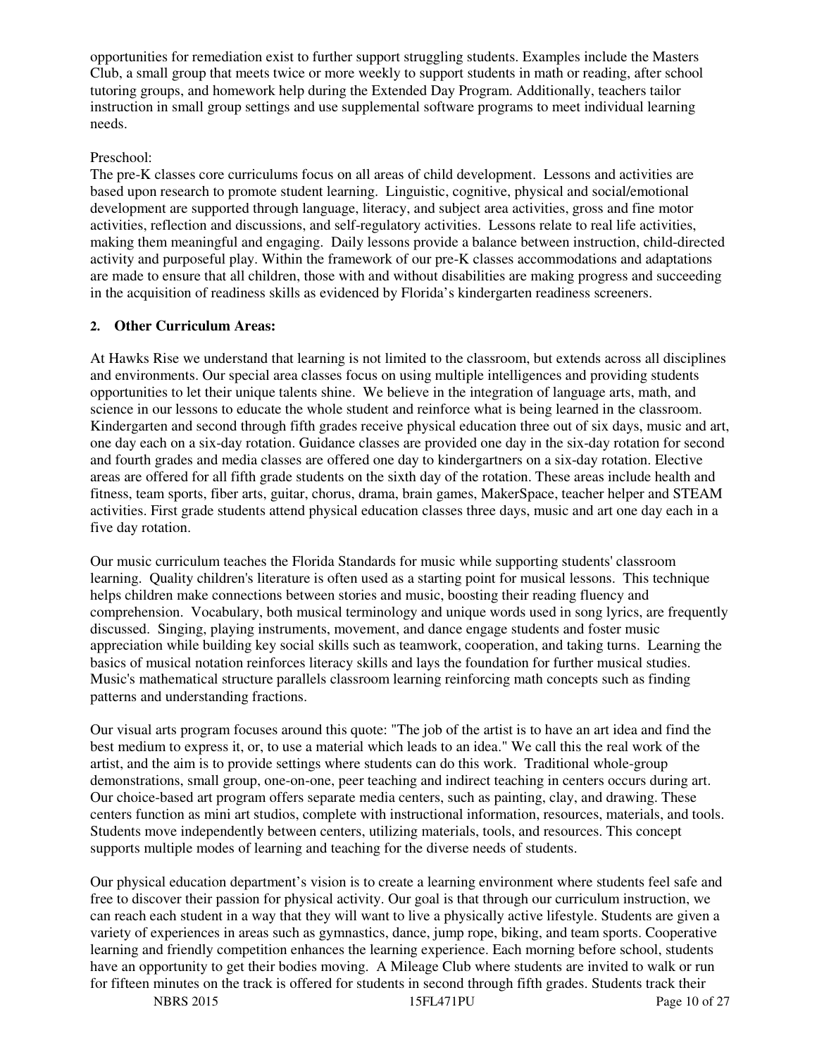opportunities for remediation exist to further support struggling students. Examples include the Masters Club, a small group that meets twice or more weekly to support students in math or reading, after school tutoring groups, and homework help during the Extended Day Program. Additionally, teachers tailor instruction in small group settings and use supplemental software programs to meet individual learning needs.

Preschool:

The pre-K classes core curriculums focus on all areas of child development. Lessons and activities are based upon research to promote student learning. Linguistic, cognitive, physical and social/emotional development are supported through language, literacy, and subject area activities, gross and fine motor activities, reflection and discussions, and self-regulatory activities. Lessons relate to real life activities, making them meaningful and engaging. Daily lessons provide a balance between instruction, child-directed activity and purposeful play. Within the framework of our pre-K classes accommodations and adaptations are made to ensure that all children, those with and without disabilities are making progress and succeeding in the acquisition of readiness skills as evidenced by Florida's kindergarten readiness screeners.

**2. Other Curriculum Areas:**

At Hawks Rise we understand that learning is not limited to the classroom, but extends across all disciplines and environments. Our special area classes focus on using multiple intelligences and providing students opportunities to let their unique talents shine. We believe in the integration of language arts, math, and science in our lessons to educate the whole student and reinforce what is being learned in the classroom. Kindergarten and second through fifth grades receive physical education three out of six days, music and art, one day each on a six-day rotation. Guidance classes are provided one day in the six-day rotation for second and fourth grades and media classes are offered one day to kindergartners on a six-day rotation. Elective areas are offered for all fifth grade students on the sixth day of the rotation. These areas include health and fitness, team sports, fiber arts, guitar, chorus, drama, brain games, MakerSpace, teacher helper and STEAM activities. First grade students attend physical education classes three days, music and art one day each in a five day rotation.

Our music curriculum teaches the Florida Standards for music while supporting students' classroom learning. Quality children's literature is often used as a starting point for musical lessons. This technique helps children make connections between stories and music, boosting their reading fluency and comprehension. Vocabulary, both musical terminology and unique words used in song lyrics, are frequently discussed. Singing, playing instruments, movement, and dance engage students and foster music appreciation while building key social skills such as teamwork, cooperation, and taking turns. Learning the basics of musical notation reinforces literacy skills and lays the foundation for further musical studies. Music's mathematical structure parallels classroom learning reinforcing math concepts such as finding patterns and understanding fractions.

Our visual arts program focuses around this quote: "The job of the artist is to have an art idea and find the best medium to express it, or, to use a material which leads to an idea." We call this the real work of the artist, and the aim is to provide settings where students can do this work. Traditional whole-group demonstrations, small group, one-on-one, peer teaching and indirect teaching in centers occurs during art. Our choice-based art program offers separate media centers, such as painting, clay, and drawing. These centers function as mini art studios, complete with instructional information, resources, materials, and tools. Students move independently between centers, utilizing materials, tools, and resources. This concept supports multiple modes of learning and teaching for the diverse needs of students.

Our physical education department's vision is to create a learning environment where students feel safe and free to discover their passion for physical activity. Our goal is that through our curriculum instruction, we can reach each student in a way that they will want to live a physically active lifestyle. Students are given a variety of experiences in areas such as gymnastics, dance, jump rope, biking, and team sports. Cooperative learning and friendly competition enhances the learning experience. Each morning before school, students have an opportunity to get their bodies moving. A Mileage Club where students are invited to walk or run for fifteen minutes on the track is offered for students in second through fifth grades. Students track their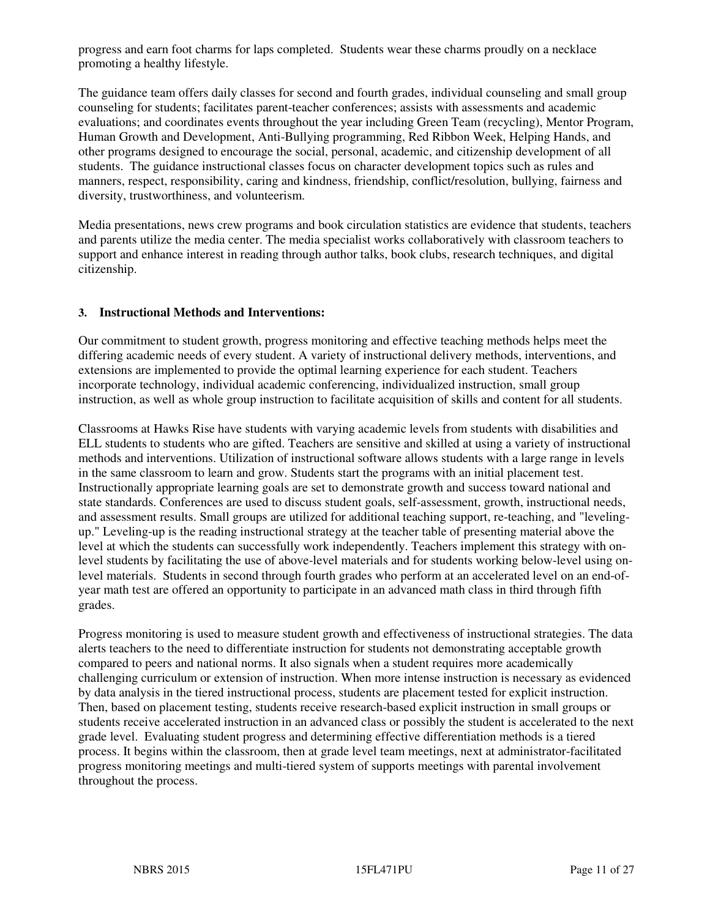progress and earn foot charms for laps completed. Students wear these charms proudly on a necklace promoting a healthy lifestyle.

The guidance team offers daily classes for second and fourth grades, individual counseling and small group counseling for students; facilitates parent-teacher conferences; assists with assessments and academic evaluations; and coordinates events throughout the year including Green Team (recycling), Mentor Program, Human Growth and Development, Anti-Bullying programming, Red Ribbon Week, Helping Hands, and other programs designed to encourage the social, personal, academic, and citizenship development of all students. The guidance instructional classes focus on character development topics such as rules and manners, respect, responsibility, caring and kindness, friendship, conflict/resolution, bullying, fairness and diversity, trustworthiness, and volunteerism.

Media presentations, news crew programs and book circulation statistics are evidence that students, teachers and parents utilize the media center. The media specialist works collaboratively with classroom teachers to support and enhance interest in reading through author talks, book clubs, research techniques, and digital citizenship.

### 3. Instructional Methods and Interventions:

Our commitment to student growth, progress monitoring and effective teaching methods helps meet the differing academic needs of every student. A variety of instructional delivery methods, interventions, and extensions are implemented to provide the optimal learning experience for each student. Teachers incorporate technology, individual academic conferencing, individualized instruction, small group instruction, as well as whole group instruction to facilitate acquisition of skills and content for all students.

Classrooms at Hawks Rise have students with varying academic levels from students with disabilities and ELL students to students who are gifted. Teachers are sensitive and skilled at using a variety of instructional methods and interventions. Utilization of instructional software allows students with a large range in levels in the same classroom to learn and grow. Students start the programs with an initial placement test. Instructionally appropriate learning goals are set to demonstrate growth and success toward national and state standards. Conferences are used to discuss student goals, self-assessment, growth, instructional needs, and assessment results. Small groups are utilized for additional teaching support, re-teaching, and "leveling-up." Leveling-up is the reading instructional strategy at the teacher table of presenting material above the level at which the students can successfully work independently. Teachers implement this strategy with on-level students by facilitating the use of above-level materials and for students working below-level using on-level materials. Students in second through fourth grades who perform at an accelerated level on an end-of-year math test are offered an opportunity to participate in an advanced math class in third through fifth grades.

Progress monitoring is used to measure student growth and effectiveness of instructional strategies. The data alerts teachers to the need to differentiate instruction for students not demonstrating acceptable growth compared to peers and national norms. It also signals when a student requires more academically challenging curriculum or extension of instruction. When more intense instruction is necessary as evidenced by data analysis in the tiered instructional process, students are placement tested for explicit instruction. Then, based on placement testing, students receive research-based explicit instruction in small groups or students receive accelerated instruction in an advanced class or possibly the student is accelerated to the next grade level. Evaluating student progress and determining effective differentiation methods is a tiered process. It begins within the classroom, then at grade level team meetings, next at administrator-facilitated progress monitoring meetings and multi-tiered system of supports meetings with parental involvement throughout the process.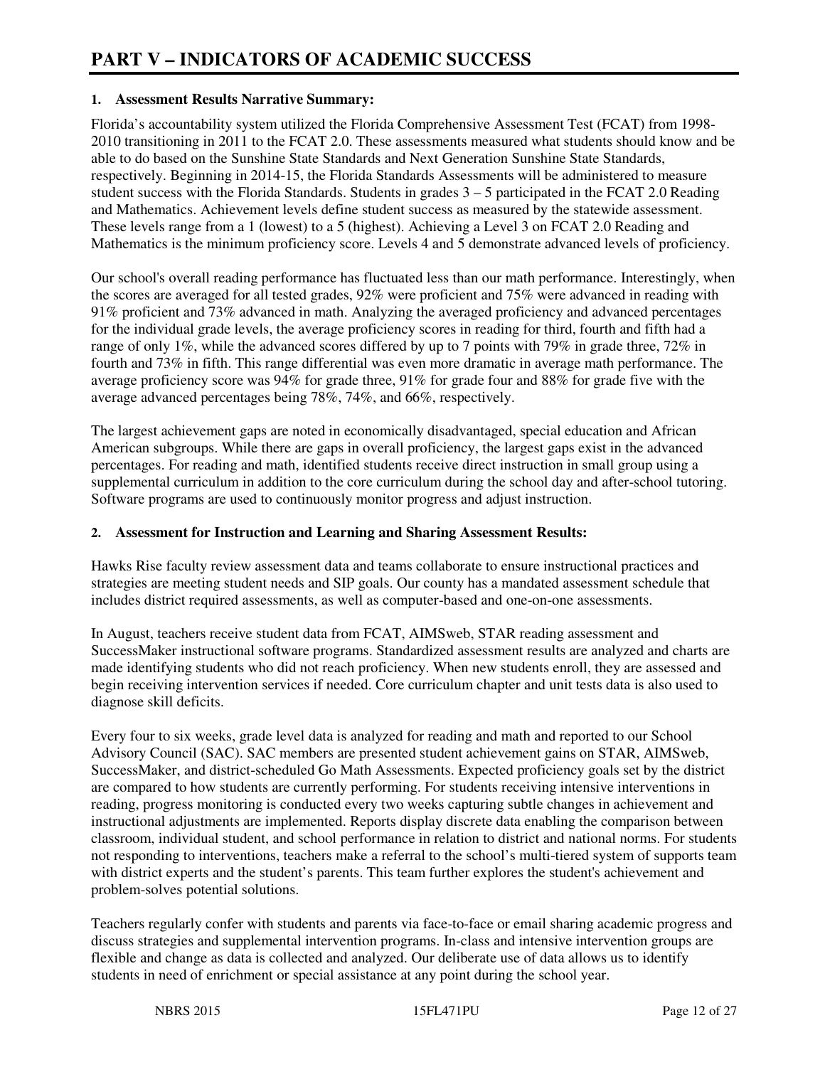# PART V – INDICATORS OF ACADEMIC SUCCESS

**1. Assessment Results Narrative Summary:**

Florida's accountability system utilized the Florida Comprehensive Assessment Test (FCAT) from 1998-2010 transitioning in 2011 to the FCAT 2.0. These assessments measured what students should know and be able to do based on the Sunshine State Standards and Next Generation Sunshine State Standards, respectively. Beginning in 2014-15, the Florida Standards Assessments will be administered to measure student success with the Florida Standards. Students in grades 3 – 5 participated in the FCAT 2.0 Reading and Mathematics. Achievement levels define student success as measured by the statewide assessment. These levels range from a 1 (lowest) to a 5 (highest). Achieving a Level 3 on FCAT 2.0 Reading and Mathematics is the minimum proficiency score. Levels 4 and 5 demonstrate advanced levels of proficiency.

Our school's overall reading performance has fluctuated less than our math performance. Interestingly, when the scores are averaged for all tested grades, 92% were proficient and 75% were advanced in reading with 91% proficient and 73% advanced in math. Analyzing the averaged proficiency and advanced percentages for the individual grade levels, the average proficiency scores in reading for third, fourth and fifth had a range of only 1%, while the advanced scores differed by up to 7 points with 79% in grade three, 72% in fourth and 73% in fifth. This range differential was even more dramatic in average math performance. The average proficiency score was 94% for grade three, 91% for grade four and 88% for grade five with the average advanced percentages being 78%, 74%, and 66%, respectively.

The largest achievement gaps are noted in economically disadvantaged, special education and African American subgroups. While there are gaps in overall proficiency, the largest gaps exist in the advanced percentages. For reading and math, identified students receive direct instruction in small group using a supplemental curriculum in addition to the core curriculum during the school day and after-school tutoring. Software programs are used to continuously monitor progress and adjust instruction.

**2. Assessment for Instruction and Learning and Sharing Assessment Results:**

Hawks Rise faculty review assessment data and teams collaborate to ensure instructional practices and strategies are meeting student needs and SIP goals. Our county has a mandated assessment schedule that includes district required assessments, as well as computer-based and one-on-one assessments.

In August, teachers receive student data from FCAT, AIMSweb, STAR reading assessment and SuccessMaker instructional software programs. Standardized assessment results are analyzed and charts are made identifying students who did not reach proficiency. When new students enroll, they are assessed and begin receiving intervention services if needed. Core curriculum chapter and unit tests data is also used to diagnose skill deficits.

Every four to six weeks, grade level data is analyzed for reading and math and reported to our School Advisory Council (SAC). SAC members are presented student achievement gains on STAR, AIMSweb, SuccessMaker, and district-scheduled Go Math Assessments. Expected proficiency goals set by the district are compared to how students are currently performing. For students receiving intensive interventions in reading, progress monitoring is conducted every two weeks capturing subtle changes in achievement and instructional adjustments are implemented. Reports display discrete data enabling the comparison between classroom, individual student, and school performance in relation to district and national norms. For students not responding to interventions, teachers make a referral to the school's multi-tiered system of supports team with district experts and the student's parents. This team further explores the student's achievement and problem-solves potential solutions.

Teachers regularly confer with students and parents via face-to-face or email sharing academic progress and discuss strategies and supplemental intervention programs. In-class and intensive intervention groups are flexible and change as data is collected and analyzed. Our deliberate use of data allows us to identify students in need of enrichment or special assistance at any point during the school year.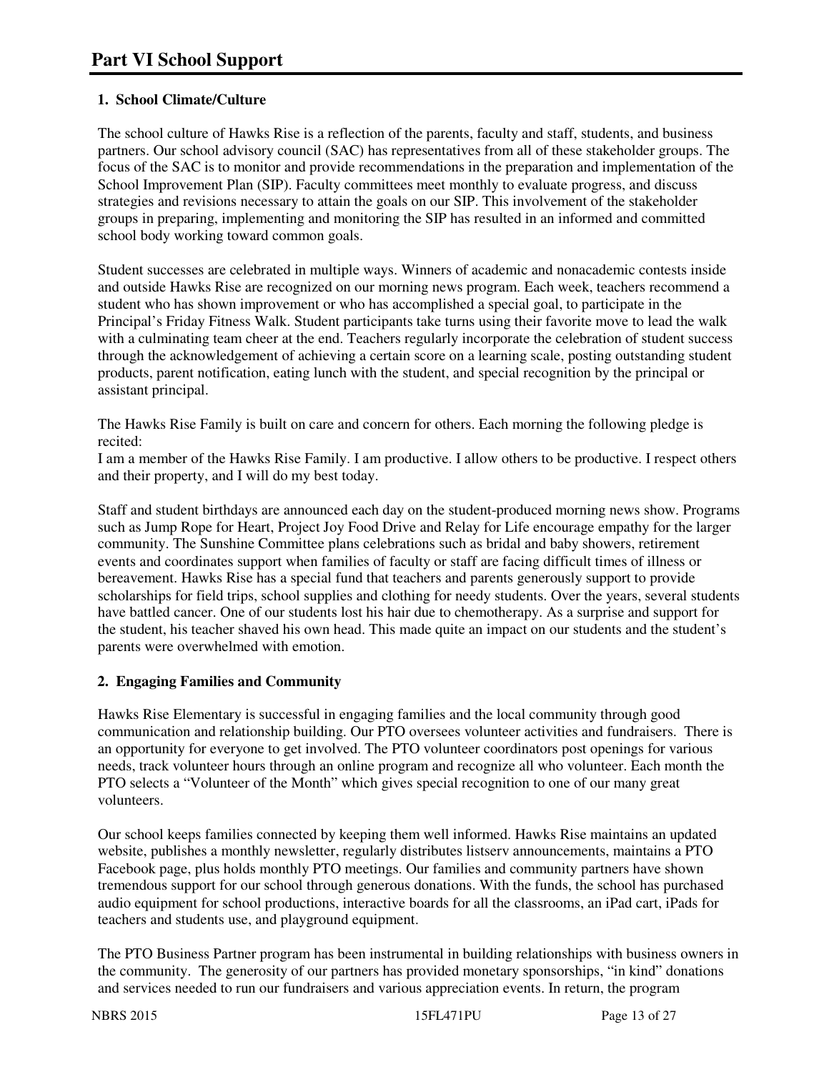# Part VI School Support

**1. School Climate/Culture**

The school culture of Hawks Rise is a reflection of the parents, faculty and staff, students, and business partners. Our school advisory council (SAC) has representatives from all of these stakeholder groups. The focus of the SAC is to monitor and provide recommendations in the preparation and implementation of the School Improvement Plan (SIP). Faculty committees meet monthly to evaluate progress, and discuss strategies and revisions necessary to attain the goals on our SIP. This involvement of the stakeholder groups in preparing, implementing and monitoring the SIP has resulted in an informed and committed school body working toward common goals.

Student successes are celebrated in multiple ways. Winners of academic and nonacademic contests inside and outside Hawks Rise are recognized on our morning news program. Each week, teachers recommend a student who has shown improvement or who has accomplished a special goal, to participate in the Principal's Friday Fitness Walk. Student participants take turns using their favorite move to lead the walk with a culminating team cheer at the end. Teachers regularly incorporate the celebration of student success through the acknowledgement of achieving a certain score on a learning scale, posting outstanding student products, parent notification, eating lunch with the student, and special recognition by the principal or assistant principal.

The Hawks Rise Family is built on care and concern for others. Each morning the following pledge is recited:
I am a member of the Hawks Rise Family. I am productive. I allow others to be productive. I respect others and their property, and I will do my best today.

Staff and student birthdays are announced each day on the student-produced morning news show. Programs such as Jump Rope for Heart, Project Joy Food Drive and Relay for Life encourage empathy for the larger community. The Sunshine Committee plans celebrations such as bridal and baby showers, retirement events and coordinates support when families of faculty or staff are facing difficult times of illness or bereavement. Hawks Rise has a special fund that teachers and parents generously support to provide scholarships for field trips, school supplies and clothing for needy students. Over the years, several students have battled cancer. One of our students lost his hair due to chemotherapy. As a surprise and support for the student, his teacher shaved his own head. This made quite an impact on our students and the student's parents were overwhelmed with emotion.

**2. Engaging Families and Community**

Hawks Rise Elementary is successful in engaging families and the local community through good communication and relationship building. Our PTO oversees volunteer activities and fundraisers. There is an opportunity for everyone to get involved. The PTO volunteer coordinators post openings for various needs, track volunteer hours through an online program and recognize all who volunteer. Each month the PTO selects a "Volunteer of the Month" which gives special recognition to one of our many great volunteers.

Our school keeps families connected by keeping them well informed. Hawks Rise maintains an updated website, publishes a monthly newsletter, regularly distributes listserv announcements, maintains a PTO Facebook page, plus holds monthly PTO meetings. Our families and community partners have shown tremendous support for our school through generous donations. With the funds, the school has purchased audio equipment for school productions, interactive boards for all the classrooms, an iPad cart, iPads for teachers and students use, and playground equipment.

The PTO Business Partner program has been instrumental in building relationships with business owners in the community. The generosity of our partners has provided monetary sponsorships, "in kind" donations and services needed to run our fundraisers and various appreciation events. In return, the program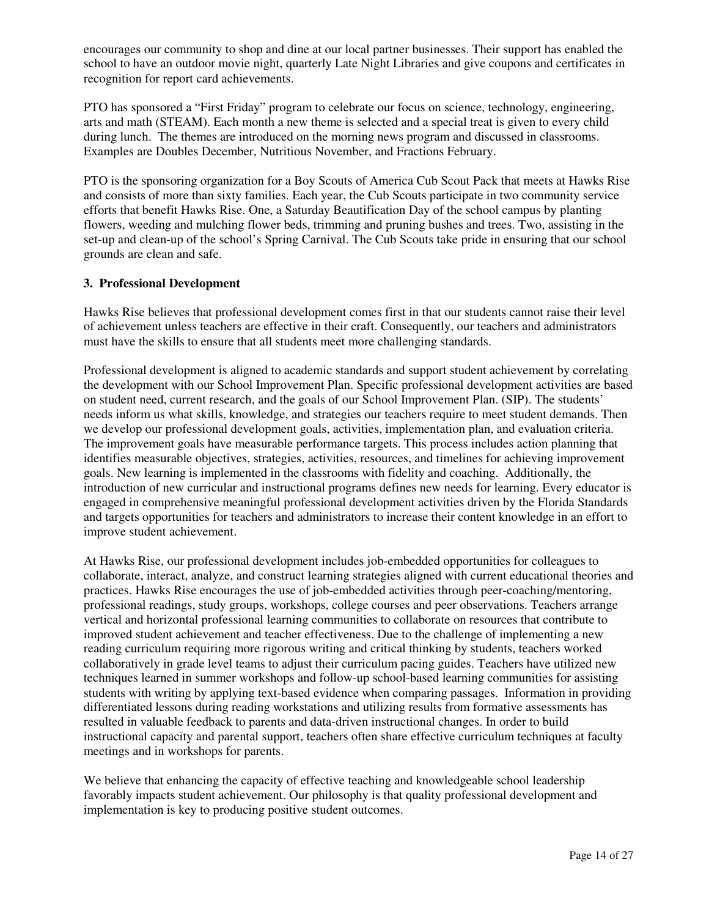encourages our community to shop and dine at our local partner businesses. Their support has enabled the school to have an outdoor movie night, quarterly Late Night Libraries and give coupons and certificates in recognition for report card achievements.

PTO has sponsored a "First Friday" program to celebrate our focus on science, technology, engineering, arts and math (STEAM). Each month a new theme is selected and a special treat is given to every child during lunch. The themes are introduced on the morning news program and discussed in classrooms. Examples are Doubles December, Nutritious November, and Fractions February.

PTO is the sponsoring organization for a Boy Scouts of America Cub Scout Pack that meets at Hawks Rise and consists of more than sixty families. Each year, the Cub Scouts participate in two community service efforts that benefit Hawks Rise. One, a Saturday Beautification Day of the school campus by planting flowers, weeding and mulching flower beds, trimming and pruning bushes and trees. Two, assisting in the set-up and clean-up of the school's Spring Carnival. The Cub Scouts take pride in ensuring that our school grounds are clean and safe.

**3. Professional Development**

Hawks Rise believes that professional development comes first in that our students cannot raise their level of achievement unless teachers are effective in their craft. Consequently, our teachers and administrators must have the skills to ensure that all students meet more challenging standards.

Professional development is aligned to academic standards and support student achievement by correlating the development with our School Improvement Plan. Specific professional development activities are based on student need, current research, and the goals of our School Improvement Plan. (SIP). The students' needs inform us what skills, knowledge, and strategies our teachers require to meet student demands. Then we develop our professional development goals, activities, implementation plan, and evaluation criteria. The improvement goals have measurable performance targets. This process includes action planning that identifies measurable objectives, strategies, activities, resources, and timelines for achieving improvement goals. New learning is implemented in the classrooms with fidelity and coaching. Additionally, the introduction of new curricular and instructional programs defines new needs for learning. Every educator is engaged in comprehensive meaningful professional development activities driven by the Florida Standards and targets opportunities for teachers and administrators to increase their content knowledge in an effort to improve student achievement.

At Hawks Rise, our professional development includes job-embedded opportunities for colleagues to collaborate, interact, analyze, and construct learning strategies aligned with current educational theories and practices. Hawks Rise encourages the use of job-embedded activities through peer-coaching/mentoring, professional readings, study groups, workshops, college courses and peer observations. Teachers arrange vertical and horizontal professional learning communities to collaborate on resources that contribute to improved student achievement and teacher effectiveness. Due to the challenge of implementing a new reading curriculum requiring more rigorous writing and critical thinking by students, teachers worked collaboratively in grade level teams to adjust their curriculum pacing guides. Teachers have utilized new techniques learned in summer workshops and follow-up school-based learning communities for assisting students with writing by applying text-based evidence when comparing passages. Information in providing differentiated lessons during reading workstations and utilizing results from formative assessments has resulted in valuable feedback to parents and data-driven instructional changes. In order to build instructional capacity and parental support, teachers often share effective curriculum techniques at faculty meetings and in workshops for parents.

We believe that enhancing the capacity of effective teaching and knowledgeable school leadership favorably impacts student achievement. Our philosophy is that quality professional development and implementation is key to producing positive student outcomes.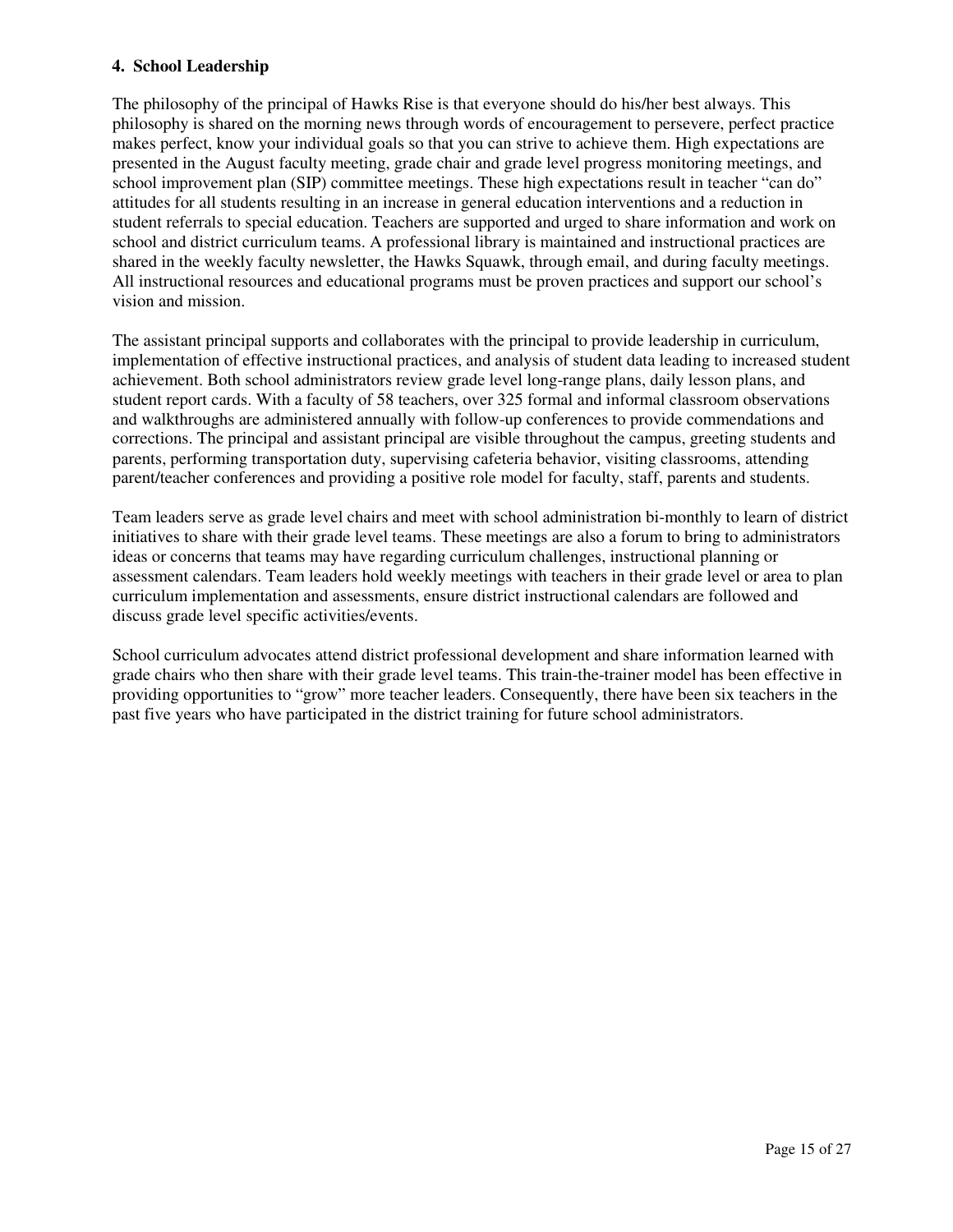#### 4. School Leadership

The philosophy of the principal of Hawks Rise is that everyone should do his/her best always. This philosophy is shared on the morning news through words of encouragement to persevere, perfect practice makes perfect, know your individual goals so that you can strive to achieve them. High expectations are presented in the August faculty meeting, grade chair and grade level progress monitoring meetings, and school improvement plan (SIP) committee meetings. These high expectations result in teacher "can do" attitudes for all students resulting in an increase in general education interventions and a reduction in student referrals to special education. Teachers are supported and urged to share information and work on school and district curriculum teams. A professional library is maintained and instructional practices are shared in the weekly faculty newsletter, the Hawks Squawk, through email, and during faculty meetings. All instructional resources and educational programs must be proven practices and support our school's vision and mission.

The assistant principal supports and collaborates with the principal to provide leadership in curriculum, implementation of effective instructional practices, and analysis of student data leading to increased student achievement. Both school administrators review grade level long-range plans, daily lesson plans, and student report cards. With a faculty of 58 teachers, over 325 formal and informal classroom observations and walkthroughs are administered annually with follow-up conferences to provide commendations and corrections. The principal and assistant principal are visible throughout the campus, greeting students and parents, performing transportation duty, supervising cafeteria behavior, visiting classrooms, attending parent/teacher conferences and providing a positive role model for faculty, staff, parents and students.

Team leaders serve as grade level chairs and meet with school administration bi-monthly to learn of district initiatives to share with their grade level teams. These meetings are also a forum to bring to administrators ideas or concerns that teams may have regarding curriculum challenges, instructional planning or assessment calendars. Team leaders hold weekly meetings with teachers in their grade level or area to plan curriculum implementation and assessments, ensure district instructional calendars are followed and discuss grade level specific activities/events.

School curriculum advocates attend district professional development and share information learned with grade chairs who then share with their grade level teams. This train-the-trainer model has been effective in providing opportunities to "grow" more teacher leaders. Consequently, there have been six teachers in the past five years who have participated in the district training for future school administrators.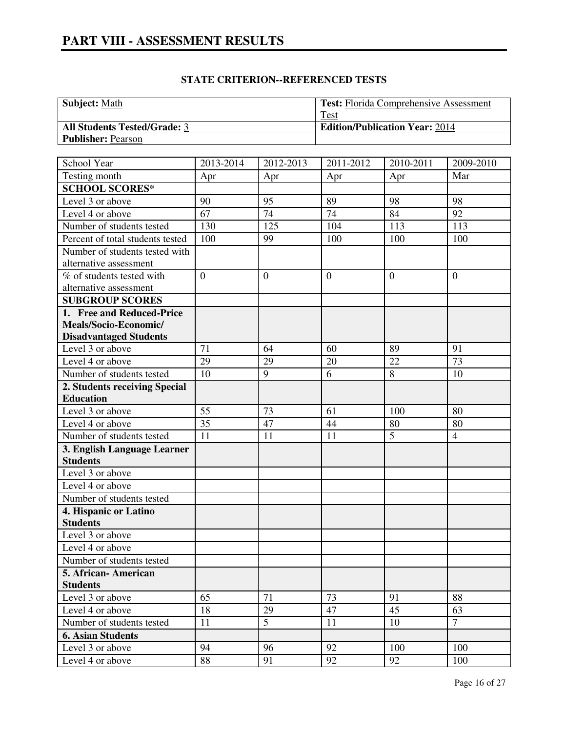# PART VIII - ASSESSMENT RESULTS

**STATE CRITERION--REFERENCED TESTS**

| **Subject:** Math | **Test:** Florida Comprehensive Assessment Test |
|---|---|
| **All Students Tested/Grade:** 3 | **Edition/Publication Year:** 2014 |
| **Publisher:** Pearson | |

| School Year | 2013-2014 | 2012-2013 | 2011-2012 | 2010-2011 | 2009-2010 |
|---|---|---|---|---|---|
| Testing month | Apr | Apr | Apr | Apr | Mar |
| **SCHOOL SCORES*** | | | | | |
| Level 3 or above | 90 | 95 | 89 | 98 | 98 |
| Level 4 or above | 67 | 74 | 74 | 84 | 92 |
| Number of students tested | 130 | 125 | 104 | 113 | 113 |
| Percent of total students tested | 100 | 99 | 100 | 100 | 100 |
| Number of students tested with alternative assessment | | | | | |
| % of students tested with alternative assessment | 0 | 0 | 0 | 0 | 0 |
| **SUBGROUP SCORES** | | | | | |
| **1. Free and Reduced-Price Meals/Socio-Economic/ Disadvantaged Students** | | | | | |
| Level 3 or above | 71 | 64 | 60 | 89 | 91 |
| Level 4 or above | 29 | 29 | 20 | 22 | 73 |
| Number of students tested | 10 | 9 | 6 | 8 | 10 |
| **2. Students receiving Special Education** | | | | | |
| Level 3 or above | 55 | 73 | 61 | 100 | 80 |
| Level 4 or above | 35 | 47 | 44 | 80 | 80 |
| Number of students tested | 11 | 11 | 11 | 5 | 4 |
| **3. English Language Learner Students** | | | | | |
| Level 3 or above | | | | | |
| Level 4 or above | | | | | |
| Number of students tested | | | | | |
| **4. Hispanic or Latino Students** | | | | | |
| Level 3 or above | | | | | |
| Level 4 or above | | | | | |
| Number of students tested | | | | | |
| **5. African- American Students** | | | | | |
| Level 3 or above | 65 | 71 | 73 | 91 | 88 |
| Level 4 or above | 18 | 29 | 47 | 45 | 63 |
| Number of students tested | 11 | 5 | 11 | 10 | 7 |
| **6. Asian Students** | | | | | |
| Level 3 or above | 94 | 96 | 92 | 100 | 100 |
| Level 4 or above | 88 | 91 | 92 | 92 | 100 |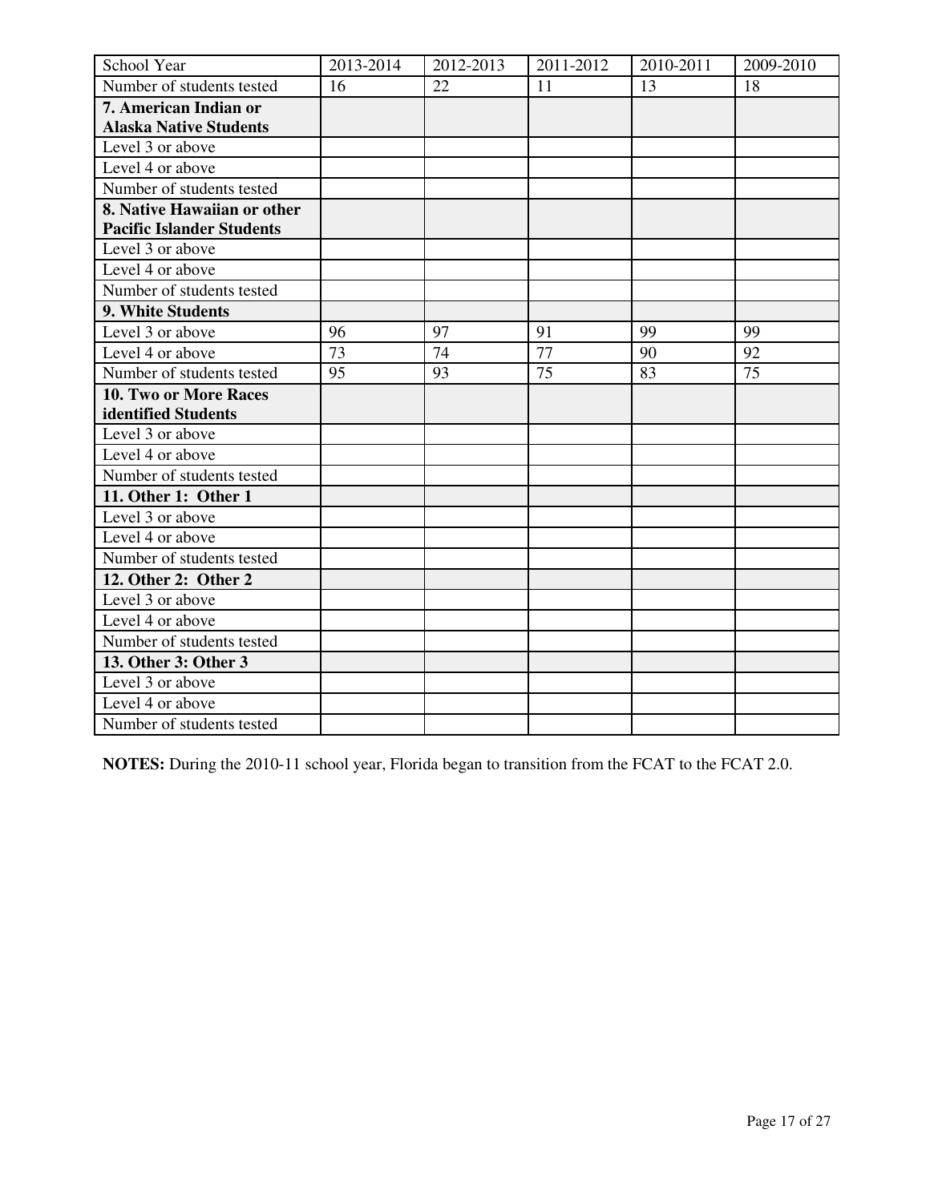| School Year | 2013-2014 | 2012-2013 | 2011-2012 | 2010-2011 | 2009-2010 |
| --- | --- | --- | --- | --- | --- |
| Number of students tested | 16 | 22 | 11 | 13 | 18 |
| **7. American Indian or Alaska Native Students** | | | | | |
| Level 3 or above | | | | | |
| Level 4 or above | | | | | |
| Number of students tested | | | | | |
| **8. Native Hawaiian or other Pacific Islander Students** | | | | | |
| Level 3 or above | | | | | |
| Level 4 or above | | | | | |
| Number of students tested | | | | | |
| **9. White Students** | | | | | |
| Level 3 or above | 96 | 97 | 91 | 99 | 99 |
| Level 4 or above | 73 | 74 | 77 | 90 | 92 |
| Number of students tested | 95 | 93 | 75 | 83 | 75 |
| **10. Two or More Races identified Students** | | | | | |
| Level 3 or above | | | | | |
| Level 4 or above | | | | | |
| Number of students tested | | | | | |
| **11. Other 1: Other 1** | | | | | |
| Level 3 or above | | | | | |
| Level 4 or above | | | | | |
| Number of students tested | | | | | |
| **12. Other 2: Other 2** | | | | | |
| Level 3 or above | | | | | |
| Level 4 or above | | | | | |
| Number of students tested | | | | | |
| **13. Other 3: Other 3** | | | | | |
| Level 3 or above | | | | | |
| Level 4 or above | | | | | |
| Number of students tested | | | | | |

**NOTES:** During the 2010-11 school year, Florida began to transition from the FCAT to the FCAT 2.0.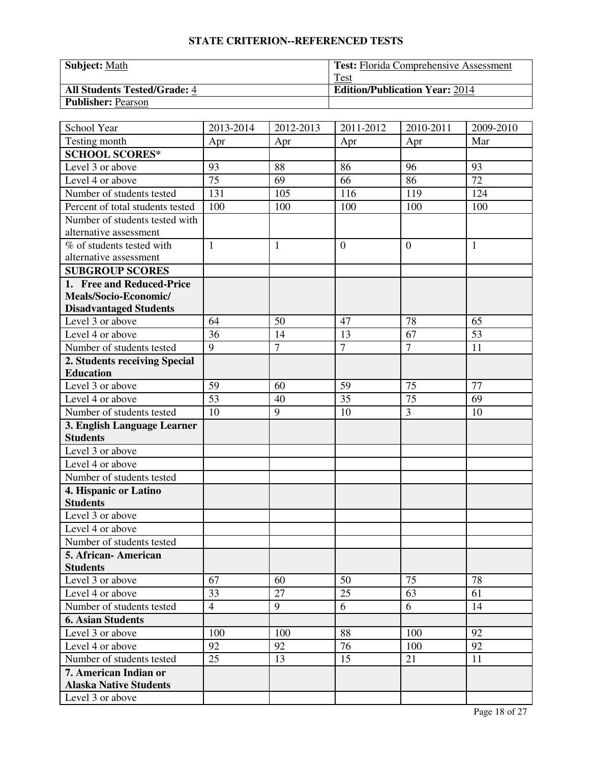## STATE CRITERION--REFERENCED TESTS

| **Subject:** Math | **Test:** Florida Comprehensive Assessment Test |
|---|---|
| **All Students Tested/Grade:** 4 | **Edition/Publication Year:** 2014 |
| **Publisher:** Pearson | |

| School Year | 2013-2014 | 2012-2013 | 2011-2012 | 2010-2011 | 2009-2010 |
|---|---|---|---|---|---|
| Testing month | Apr | Apr | Apr | Apr | Mar |
| **SCHOOL SCORES*** | | | | | |
| Level 3 or above | 93 | 88 | 86 | 96 | 93 |
| Level 4 or above | 75 | 69 | 66 | 86 | 72 |
| Number of students tested | 131 | 105 | 116 | 119 | 124 |
| Percent of total students tested | 100 | 100 | 100 | 100 | 100 |
| Number of students tested with alternative assessment | | | | | |
| % of students tested with alternative assessment | 1 | 1 | 0 | 0 | 1 |
| **SUBGROUP SCORES** | | | | | |
| **1. Free and Reduced-Price Meals/Socio-Economic/ Disadvantaged Students** | | | | | |
| Level 3 or above | 64 | 50 | 47 | 78 | 65 |
| Level 4 or above | 36 | 14 | 13 | 67 | 53 |
| Number of students tested | 9 | 7 | 7 | 7 | 11 |
| **2. Students receiving Special Education** | | | | | |
| Level 3 or above | 59 | 60 | 59 | 75 | 77 |
| Level 4 or above | 53 | 40 | 35 | 75 | 69 |
| Number of students tested | 10 | 9 | 10 | 3 | 10 |
| **3. English Language Learner Students** | | | | | |
| Level 3 or above | | | | | |
| Level 4 or above | | | | | |
| Number of students tested | | | | | |
| **4. Hispanic or Latino Students** | | | | | |
| Level 3 or above | | | | | |
| Level 4 or above | | | | | |
| Number of students tested | | | | | |
| **5. African- American Students** | | | | | |
| Level 3 or above | 67 | 60 | 50 | 75 | 78 |
| Level 4 or above | 33 | 27 | 25 | 63 | 61 |
| Number of students tested | 4 | 9 | 6 | 6 | 14 |
| **6. Asian Students** | | | | | |
| Level 3 or above | 100 | 100 | 88 | 100 | 92 |
| Level 4 or above | 92 | 92 | 76 | 100 | 92 |
| Number of students tested | 25 | 13 | 15 | 21 | 11 |
| **7. American Indian or Alaska Native Students** | | | | | |
| Level 3 or above | | | | | |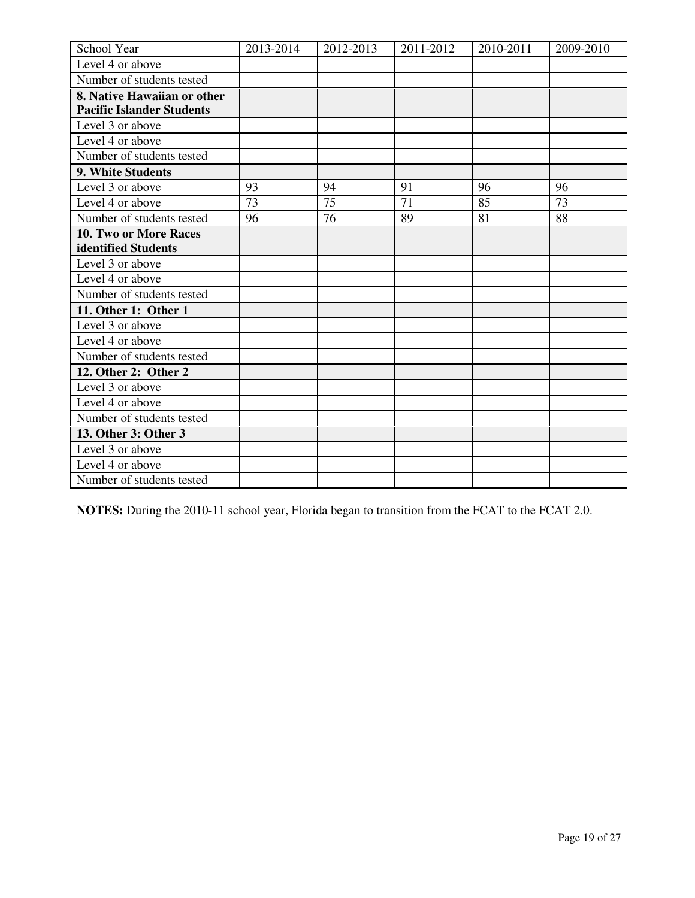| School Year | 2013-2014 | 2012-2013 | 2011-2012 | 2010-2011 | 2009-2010 |
| --- | --- | --- | --- | --- | --- |
| Level 4 or above | | | | | |
| Number of students tested | | | | | |
| **8. Native Hawaiian or other Pacific Islander Students** | | | | | |
| Level 3 or above | | | | | |
| Level 4 or above | | | | | |
| Number of students tested | | | | | |
| **9. White Students** | | | | | |
| Level 3 or above | 93 | 94 | 91 | 96 | 96 |
| Level 4 or above | 73 | 75 | 71 | 85 | 73 |
| Number of students tested | 96 | 76 | 89 | 81 | 88 |
| **10. Two or More Races identified Students** | | | | | |
| Level 3 or above | | | | | |
| Level 4 or above | | | | | |
| Number of students tested | | | | | |
| **11. Other 1: Other 1** | | | | | |
| Level 3 or above | | | | | |
| Level 4 or above | | | | | |
| Number of students tested | | | | | |
| **12. Other 2: Other 2** | | | | | |
| Level 3 or above | | | | | |
| Level 4 or above | | | | | |
| Number of students tested | | | | | |
| **13. Other 3: Other 3** | | | | | |
| Level 3 or above | | | | | |
| Level 4 or above | | | | | |
| Number of students tested | | | | | |

**NOTES:** During the 2010-11 school year, Florida began to transition from the FCAT to the FCAT 2.0.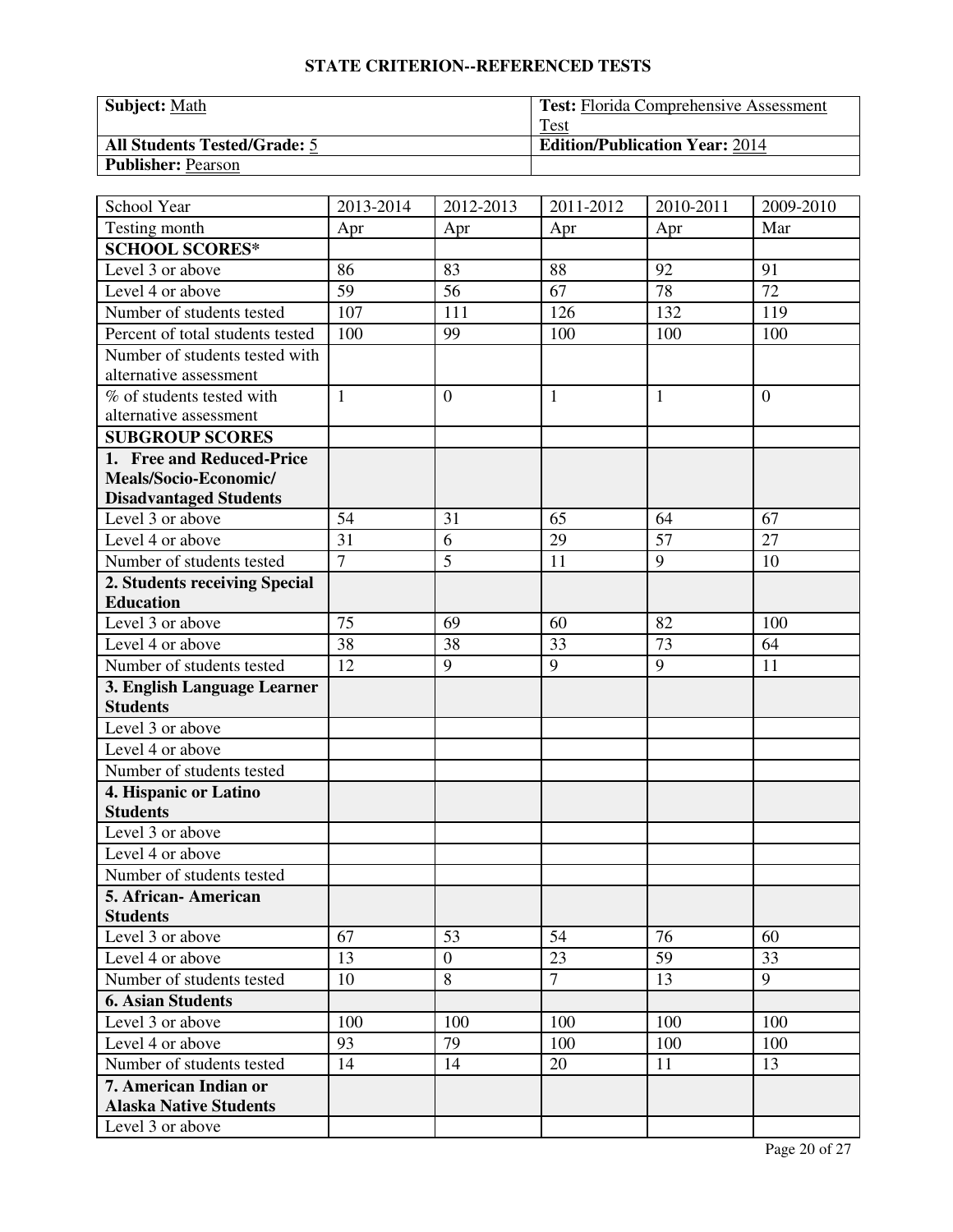## STATE CRITERION--REFERENCED TESTS

| **Subject:** Math | **Test:** Florida Comprehensive Assessment Test |
|---|---|
| **All Students Tested/Grade:** 5 | **Edition/Publication Year:** 2014 |
| **Publisher:** Pearson | |

| School Year | 2013-2014 | 2012-2013 | 2011-2012 | 2010-2011 | 2009-2010 |
|---|---|---|---|---|---|
| Testing month | Apr | Apr | Apr | Apr | Mar |
| **SCHOOL SCORES*** | | | | | |
| Level 3 or above | 86 | 83 | 88 | 92 | 91 |
| Level 4 or above | 59 | 56 | 67 | 78 | 72 |
| Number of students tested | 107 | 111 | 126 | 132 | 119 |
| Percent of total students tested | 100 | 99 | 100 | 100 | 100 |
| Number of students tested with alternative assessment | | | | | |
| % of students tested with alternative assessment | 1 | 0 | 1 | 1 | 0 |
| **SUBGROUP SCORES** | | | | | |
| **1. Free and Reduced-Price Meals/Socio-Economic/ Disadvantaged Students** | | | | | |
| Level 3 or above | 54 | 31 | 65 | 64 | 67 |
| Level 4 or above | 31 | 6 | 29 | 57 | 27 |
| Number of students tested | 7 | 5 | 11 | 9 | 10 |
| **2. Students receiving Special Education** | | | | | |
| Level 3 or above | 75 | 69 | 60 | 82 | 100 |
| Level 4 or above | 38 | 38 | 33 | 73 | 64 |
| Number of students tested | 12 | 9 | 9 | 9 | 11 |
| **3. English Language Learner Students** | | | | | |
| Level 3 or above | | | | | |
| Level 4 or above | | | | | |
| Number of students tested | | | | | |
| **4. Hispanic or Latino Students** | | | | | |
| Level 3 or above | | | | | |
| Level 4 or above | | | | | |
| Number of students tested | | | | | |
| **5. African- American Students** | | | | | |
| Level 3 or above | 67 | 53 | 54 | 76 | 60 |
| Level 4 or above | 13 | 0 | 23 | 59 | 33 |
| Number of students tested | 10 | 8 | 7 | 13 | 9 |
| **6. Asian Students** | | | | | |
| Level 3 or above | 100 | 100 | 100 | 100 | 100 |
| Level 4 or above | 93 | 79 | 100 | 100 | 100 |
| Number of students tested | 14 | 14 | 20 | 11 | 13 |
| **7. American Indian or Alaska Native Students** | | | | | |
| Level 3 or above | | | | | |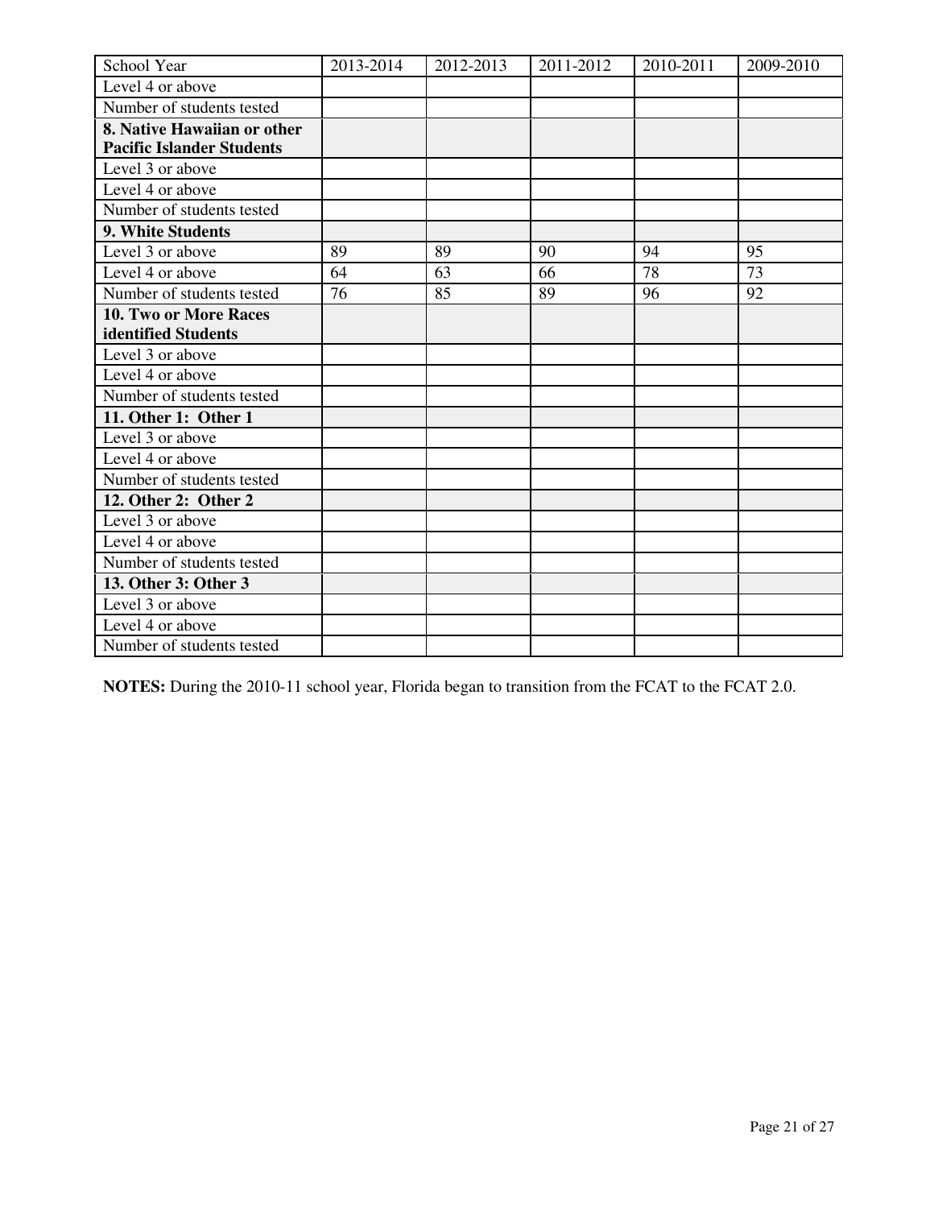| School Year | 2013-2014 | 2012-2013 | 2011-2012 | 2010-2011 | 2009-2010 |
|---|---|---|---|---|---|
| Level 4 or above | | | | | |
| Number of students tested | | | | | |
| **8. Native Hawaiian or other Pacific Islander Students** | | | | | |
| Level 3 or above | | | | | |
| Level 4 or above | | | | | |
| Number of students tested | | | | | |
| **9. White Students** | | | | | |
| Level 3 or above | 89 | 89 | 90 | 94 | 95 |
| Level 4 or above | 64 | 63 | 66 | 78 | 73 |
| Number of students tested | 76 | 85 | 89 | 96 | 92 |
| **10. Two or More Races identified Students** | | | | | |
| Level 3 or above | | | | | |
| Level 4 or above | | | | | |
| Number of students tested | | | | | |
| **11. Other 1: Other 1** | | | | | |
| Level 3 or above | | | | | |
| Level 4 or above | | | | | |
| Number of students tested | | | | | |
| **12. Other 2: Other 2** | | | | | |
| Level 3 or above | | | | | |
| Level 4 or above | | | | | |
| Number of students tested | | | | | |
| **13. Other 3: Other 3** | | | | | |
| Level 3 or above | | | | | |
| Level 4 or above | | | | | |
| Number of students tested | | | | | |

**NOTES:** During the 2010-11 school year, Florida began to transition from the FCAT to the FCAT 2.0.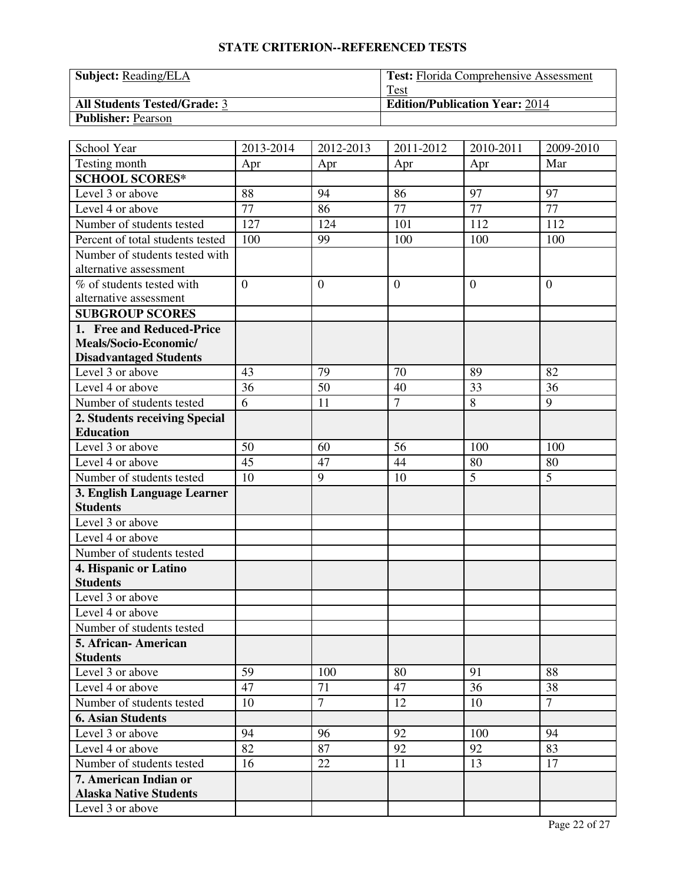## STATE CRITERION--REFERENCED TESTS

| **Subject:** Reading/ELA | **Test:** Florida Comprehensive Assessment Test |
|---|---|
| **All Students Tested/Grade:** 3 | **Edition/Publication Year:** 2014 |
| **Publisher:** Pearson | |

| School Year | 2013-2014 | 2012-2013 | 2011-2012 | 2010-2011 | 2009-2010 |
|---|---|---|---|---|---|
| Testing month | Apr | Apr | Apr | Apr | Mar |
| **SCHOOL SCORES*** | | | | | |
| Level 3 or above | 88 | 94 | 86 | 97 | 97 |
| Level 4 or above | 77 | 86 | 77 | 77 | 77 |
| Number of students tested | 127 | 124 | 101 | 112 | 112 |
| Percent of total students tested | 100 | 99 | 100 | 100 | 100 |
| Number of students tested with alternative assessment | | | | | |
| % of students tested with alternative assessment | 0 | 0 | 0 | 0 | 0 |
| **SUBGROUP SCORES** | | | | | |
| **1. Free and Reduced-Price Meals/Socio-Economic/ Disadvantaged Students** | | | | | |
| Level 3 or above | 43 | 79 | 70 | 89 | 82 |
| Level 4 or above | 36 | 50 | 40 | 33 | 36 |
| Number of students tested | 6 | 11 | 7 | 8 | 9 |
| **2. Students receiving Special Education** | | | | | |
| Level 3 or above | 50 | 60 | 56 | 100 | 100 |
| Level 4 or above | 45 | 47 | 44 | 80 | 80 |
| Number of students tested | 10 | 9 | 10 | 5 | 5 |
| **3. English Language Learner Students** | | | | | |
| Level 3 or above | | | | | |
| Level 4 or above | | | | | |
| Number of students tested | | | | | |
| **4. Hispanic or Latino Students** | | | | | |
| Level 3 or above | | | | | |
| Level 4 or above | | | | | |
| Number of students tested | | | | | |
| **5. African- American Students** | | | | | |
| Level 3 or above | 59 | 100 | 80 | 91 | 88 |
| Level 4 or above | 47 | 71 | 47 | 36 | 38 |
| Number of students tested | 10 | 7 | 12 | 10 | 7 |
| **6. Asian Students** | | | | | |
| Level 3 or above | 94 | 96 | 92 | 100 | 94 |
| Level 4 or above | 82 | 87 | 92 | 92 | 83 |
| Number of students tested | 16 | 22 | 11 | 13 | 17 |
| **7. American Indian or Alaska Native Students** | | | | | |
| Level 3 or above | | | | | |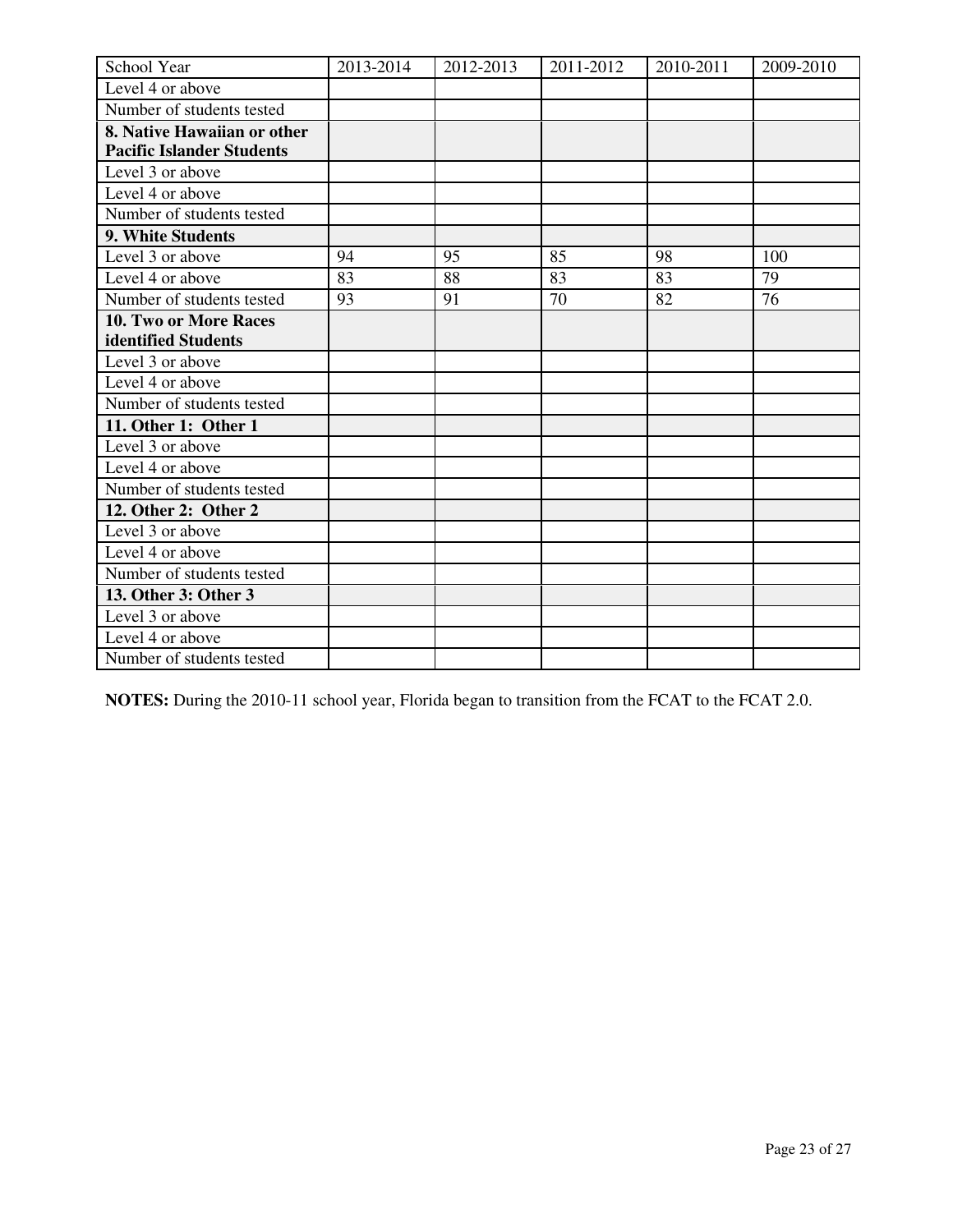| School Year | 2013-2014 | 2012-2013 | 2011-2012 | 2010-2011 | 2009-2010 |
| --- | --- | --- | --- | --- | --- |
| Level 4 or above | | | | | |
| Number of students tested | | | | | |
| **8. Native Hawaiian or other Pacific Islander Students** | | | | | |
| Level 3 or above | | | | | |
| Level 4 or above | | | | | |
| Number of students tested | | | | | |
| **9. White Students** | | | | | |
| Level 3 or above | 94 | 95 | 85 | 98 | 100 |
| Level 4 or above | 83 | 88 | 83 | 83 | 79 |
| Number of students tested | 93 | 91 | 70 | 82 | 76 |
| **10. Two or More Races identified Students** | | | | | |
| Level 3 or above | | | | | |
| Level 4 or above | | | | | |
| Number of students tested | | | | | |
| **11. Other 1: Other 1** | | | | | |
| Level 3 or above | | | | | |
| Level 4 or above | | | | | |
| Number of students tested | | | | | |
| **12. Other 2: Other 2** | | | | | |
| Level 3 or above | | | | | |
| Level 4 or above | | | | | |
| Number of students tested | | | | | |
| **13. Other 3: Other 3** | | | | | |
| Level 3 or above | | | | | |
| Level 4 or above | | | | | |
| Number of students tested | | | | | |

**NOTES:** During the 2010-11 school year, Florida began to transition from the FCAT to the FCAT 2.0.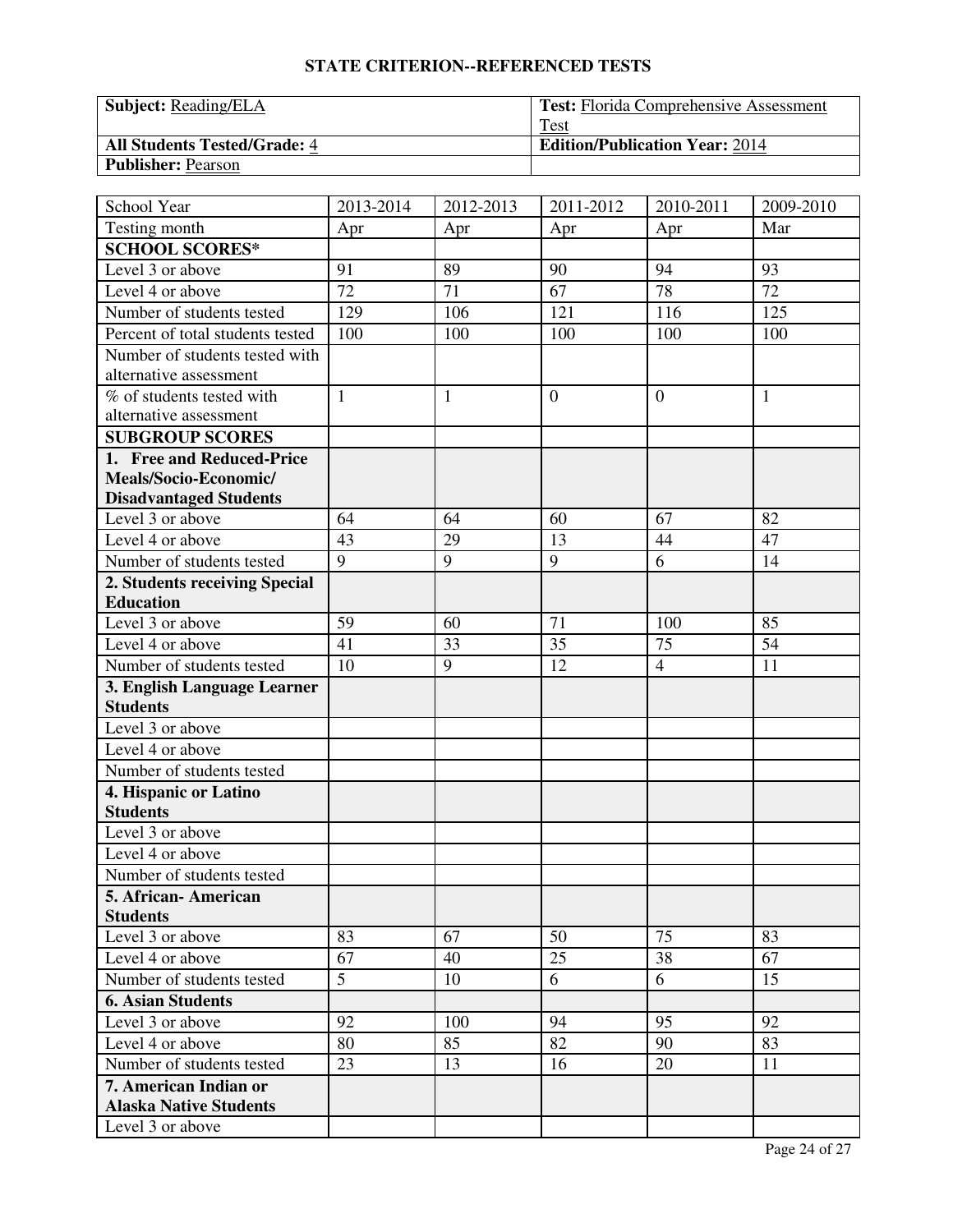## STATE CRITERION--REFERENCED TESTS

| **Subject:** Reading/ELA | **Test:** Florida Comprehensive Assessment Test |
|---|---|
| **All Students Tested/Grade:** 4 | **Edition/Publication Year:** 2014 |
| **Publisher:** Pearson | |

| School Year | 2013-2014 | 2012-2013 | 2011-2012 | 2010-2011 | 2009-2010 |
|---|---|---|---|---|---|
| Testing month | Apr | Apr | Apr | Apr | Mar |
| **SCHOOL SCORES*** | | | | | |
| Level 3 or above | 91 | 89 | 90 | 94 | 93 |
| Level 4 or above | 72 | 71 | 67 | 78 | 72 |
| Number of students tested | 129 | 106 | 121 | 116 | 125 |
| Percent of total students tested | 100 | 100 | 100 | 100 | 100 |
| Number of students tested with alternative assessment | | | | | |
| % of students tested with alternative assessment | 1 | 1 | 0 | 0 | 1 |
| **SUBGROUP SCORES** | | | | | |
| **1. Free and Reduced-Price Meals/Socio-Economic/ Disadvantaged Students** | | | | | |
| Level 3 or above | 64 | 64 | 60 | 67 | 82 |
| Level 4 or above | 43 | 29 | 13 | 44 | 47 |
| Number of students tested | 9 | 9 | 9 | 6 | 14 |
| **2. Students receiving Special Education** | | | | | |
| Level 3 or above | 59 | 60 | 71 | 100 | 85 |
| Level 4 or above | 41 | 33 | 35 | 75 | 54 |
| Number of students tested | 10 | 9 | 12 | 4 | 11 |
| **3. English Language Learner Students** | | | | | |
| Level 3 or above | | | | | |
| Level 4 or above | | | | | |
| Number of students tested | | | | | |
| **4. Hispanic or Latino Students** | | | | | |
| Level 3 or above | | | | | |
| Level 4 or above | | | | | |
| Number of students tested | | | | | |
| **5. African- American Students** | | | | | |
| Level 3 or above | 83 | 67 | 50 | 75 | 83 |
| Level 4 or above | 67 | 40 | 25 | 38 | 67 |
| Number of students tested | 5 | 10 | 6 | 6 | 15 |
| **6. Asian Students** | | | | | |
| Level 3 or above | 92 | 100 | 94 | 95 | 92 |
| Level 4 or above | 80 | 85 | 82 | 90 | 83 |
| Number of students tested | 23 | 13 | 16 | 20 | 11 |
| **7. American Indian or Alaska Native Students** | | | | | |
| Level 3 or above | | | | | |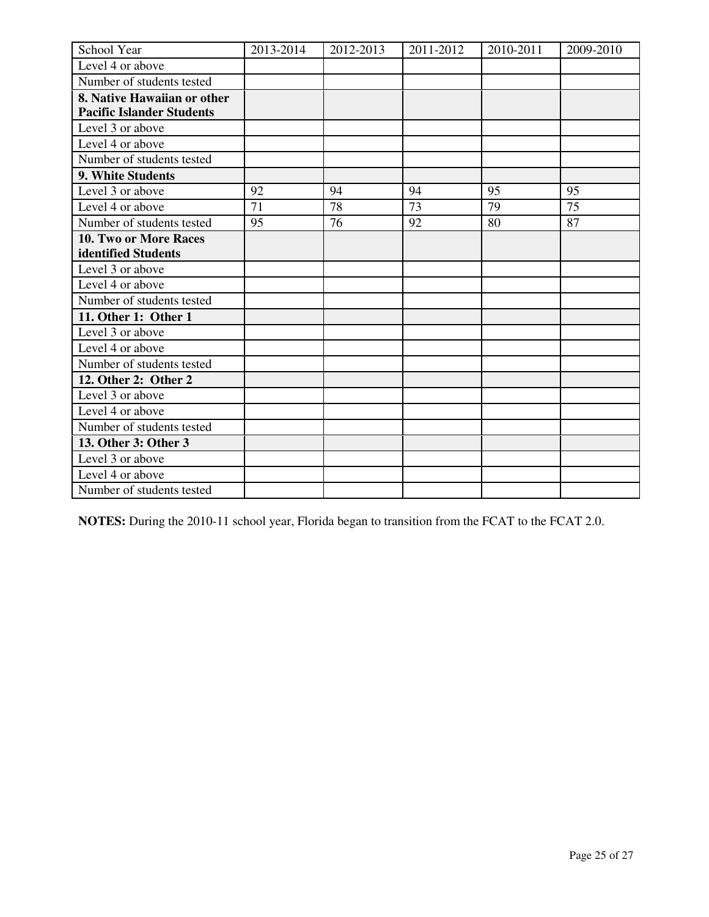| School Year | 2013-2014 | 2012-2013 | 2011-2012 | 2010-2011 | 2009-2010 |
|---|---|---|---|---|---|
| Level 4 or above | | | | | |
| Number of students tested | | | | | |
| **8. Native Hawaiian or other Pacific Islander Students** | | | | | |
| Level 3 or above | | | | | |
| Level 4 or above | | | | | |
| Number of students tested | | | | | |
| **9. White Students** | | | | | |
| Level 3 or above | 92 | 94 | 94 | 95 | 95 |
| Level 4 or above | 71 | 78 | 73 | 79 | 75 |
| Number of students tested | 95 | 76 | 92 | 80 | 87 |
| **10. Two or More Races identified Students** | | | | | |
| Level 3 or above | | | | | |
| Level 4 or above | | | | | |
| Number of students tested | | | | | |
| **11. Other 1: Other 1** | | | | | |
| Level 3 or above | | | | | |
| Level 4 or above | | | | | |
| Number of students tested | | | | | |
| **12. Other 2: Other 2** | | | | | |
| Level 3 or above | | | | | |
| Level 4 or above | | | | | |
| Number of students tested | | | | | |
| **13. Other 3: Other 3** | | | | | |
| Level 3 or above | | | | | |
| Level 4 or above | | | | | |
| Number of students tested | | | | | |

**NOTES:** During the 2010-11 school year, Florida began to transition from the FCAT to the FCAT 2.0.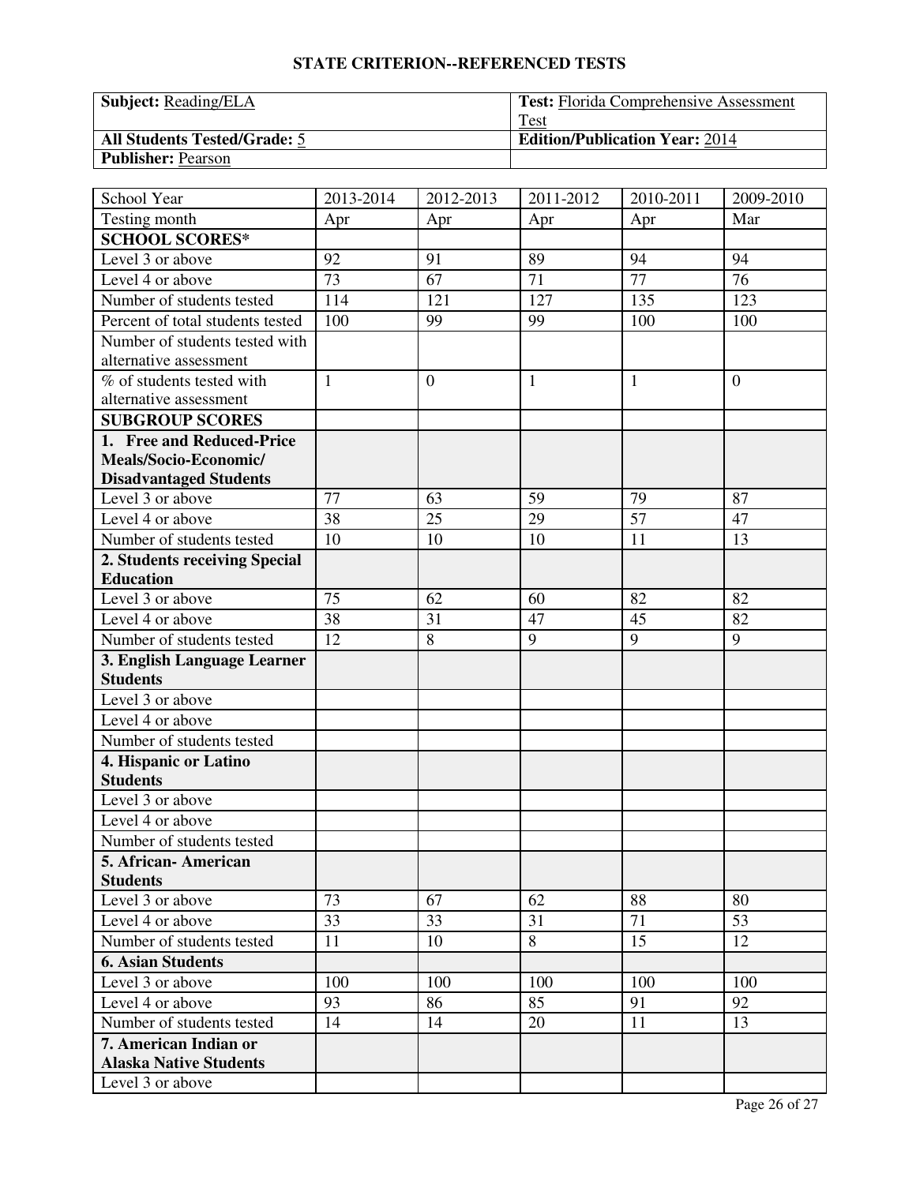## STATE CRITERION--REFERENCED TESTS

| **Subject:** Reading/ELA | **Test:** Florida Comprehensive Assessment Test |
|---|---|
| **All Students Tested/Grade:** 5 | **Edition/Publication Year:** 2014 |
| **Publisher:** Pearson | |

| School Year | 2013-2014 | 2012-2013 | 2011-2012 | 2010-2011 | 2009-2010 |
|---|---|---|---|---|---|
| Testing month | Apr | Apr | Apr | Apr | Mar |
| **SCHOOL SCORES*** | | | | | |
| Level 3 or above | 92 | 91 | 89 | 94 | 94 |
| Level 4 or above | 73 | 67 | 71 | 77 | 76 |
| Number of students tested | 114 | 121 | 127 | 135 | 123 |
| Percent of total students tested | 100 | 99 | 99 | 100 | 100 |
| Number of students tested with alternative assessment | | | | | |
| % of students tested with alternative assessment | 1 | 0 | 1 | 1 | 0 |
| **SUBGROUP SCORES** | | | | | |
| **1. Free and Reduced-Price Meals/Socio-Economic/ Disadvantaged Students** | | | | | |
| Level 3 or above | 77 | 63 | 59 | 79 | 87 |
| Level 4 or above | 38 | 25 | 29 | 57 | 47 |
| Number of students tested | 10 | 10 | 10 | 11 | 13 |
| **2. Students receiving Special Education** | | | | | |
| Level 3 or above | 75 | 62 | 60 | 82 | 82 |
| Level 4 or above | 38 | 31 | 47 | 45 | 82 |
| Number of students tested | 12 | 8 | 9 | 9 | 9 |
| **3. English Language Learner Students** | | | | | |
| Level 3 or above | | | | | |
| Level 4 or above | | | | | |
| Number of students tested | | | | | |
| **4. Hispanic or Latino Students** | | | | | |
| Level 3 or above | | | | | |
| Level 4 or above | | | | | |
| Number of students tested | | | | | |
| **5. African- American Students** | | | | | |
| Level 3 or above | 73 | 67 | 62 | 88 | 80 |
| Level 4 or above | 33 | 33 | 31 | 71 | 53 |
| Number of students tested | 11 | 10 | 8 | 15 | 12 |
| **6. Asian Students** | | | | | |
| Level 3 or above | 100 | 100 | 100 | 100 | 100 |
| Level 4 or above | 93 | 86 | 85 | 91 | 92 |
| Number of students tested | 14 | 14 | 20 | 11 | 13 |
| **7. American Indian or Alaska Native Students** | | | | | |
| Level 3 or above | | | | | |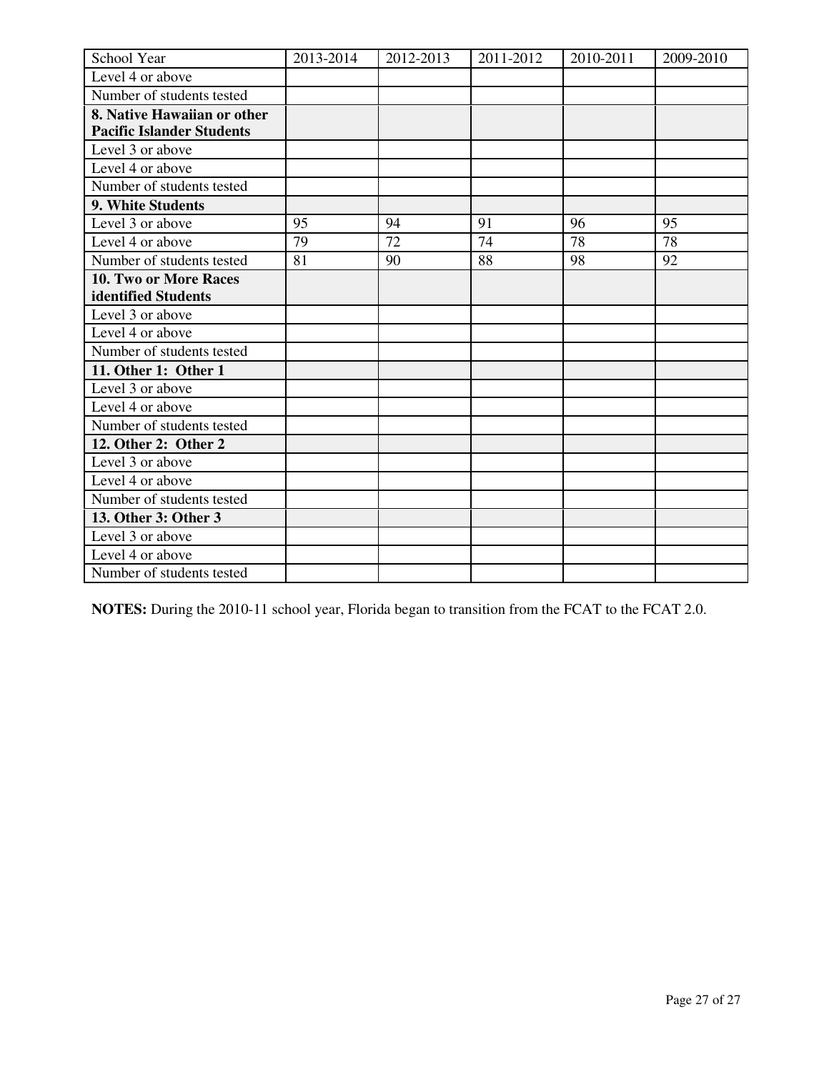| School Year | 2013-2014 | 2012-2013 | 2011-2012 | 2010-2011 | 2009-2010 |
| --- | --- | --- | --- | --- | --- |
| Level 4 or above | | | | | |
| Number of students tested | | | | | |
| **8. Native Hawaiian or other Pacific Islander Students** | | | | | |
| Level 3 or above | | | | | |
| Level 4 or above | | | | | |
| Number of students tested | | | | | |
| **9. White Students** | | | | | |
| Level 3 or above | 95 | 94 | 91 | 96 | 95 |
| Level 4 or above | 79 | 72 | 74 | 78 | 78 |
| Number of students tested | 81 | 90 | 88 | 98 | 92 |
| **10. Two or More Races identified Students** | | | | | |
| Level 3 or above | | | | | |
| Level 4 or above | | | | | |
| Number of students tested | | | | | |
| **11. Other 1: Other 1** | | | | | |
| Level 3 or above | | | | | |
| Level 4 or above | | | | | |
| Number of students tested | | | | | |
| **12. Other 2: Other 2** | | | | | |
| Level 3 or above | | | | | |
| Level 4 or above | | | | | |
| Number of students tested | | | | | |
| **13. Other 3: Other 3** | | | | | |
| Level 3 or above | | | | | |
| Level 4 or above | | | | | |
| Number of students tested | | | | | |

**NOTES:** During the 2010-11 school year, Florida began to transition from the FCAT to the FCAT 2.0.